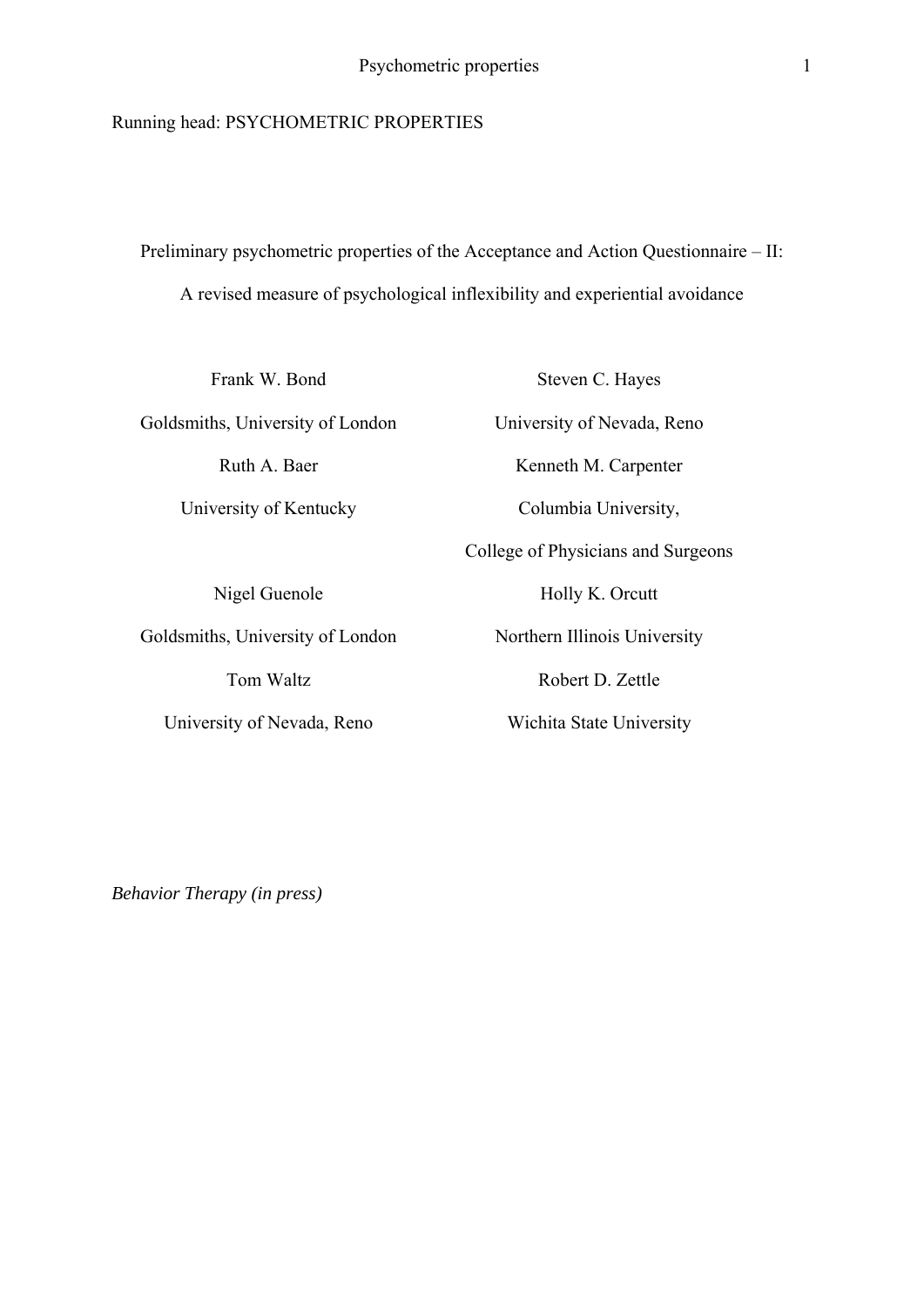Running head: PSYCHOMETRIC PROPERTIES

# Preliminary psychometric properties of the Acceptance and Action Questionnaire – II: A revised measure of psychological inflexibility and experiential avoidance

Frank W. Bond
Goldsmiths, University of London

Steven C. Hayes
University of Nevada, Reno

Ruth A. Baer
University of Kentucky

Kenneth M. Carpenter
Columbia University,
College of Physicians and Surgeons

Nigel Guenole
Goldsmiths, University of London

Holly K. Orcutt
Northern Illinois University

Tom Waltz
University of Nevada, Reno

Robert D. Zettle
Wichita State University

*Behavior Therapy (in press)*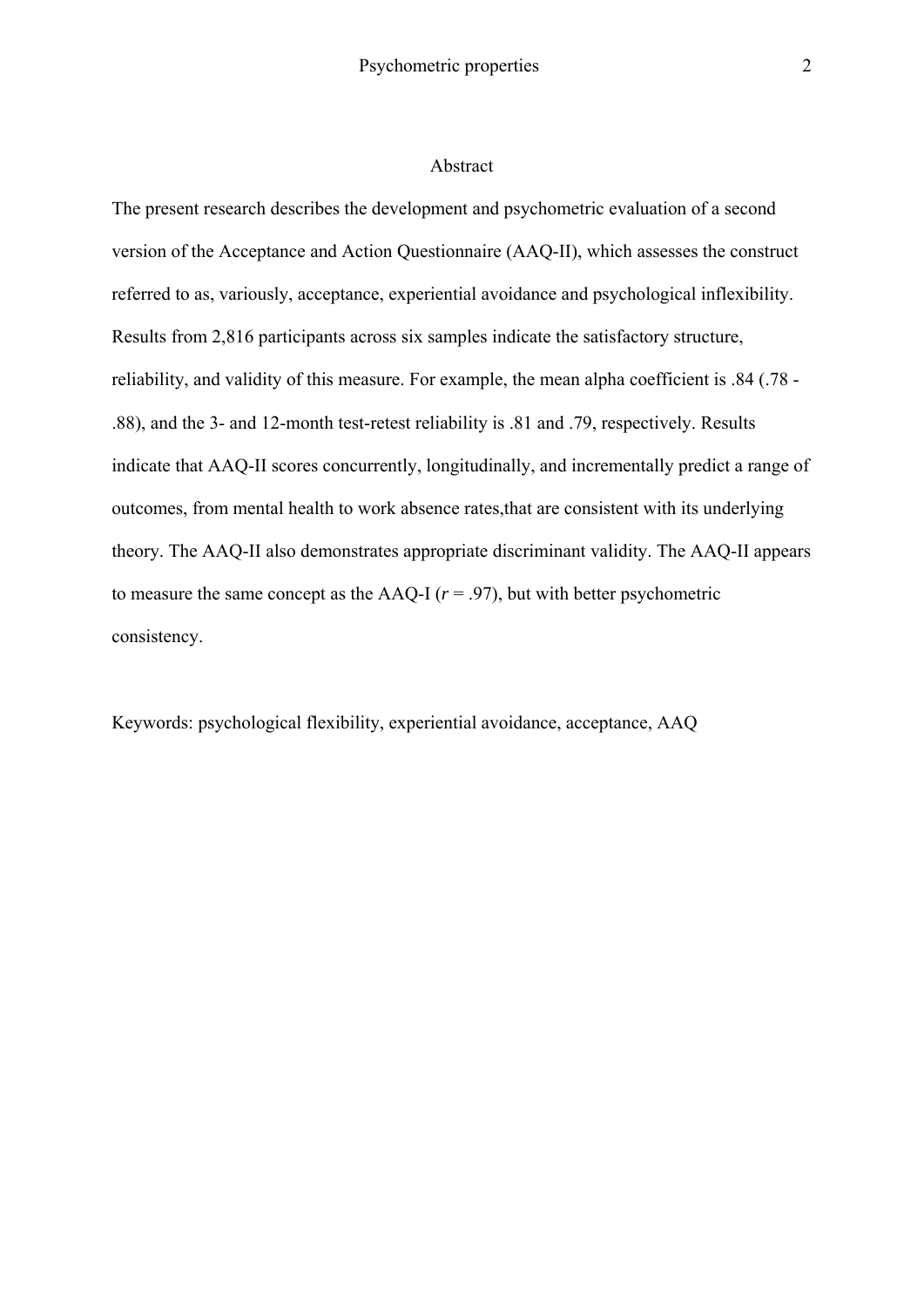## Abstract

The present research describes the development and psychometric evaluation of a second version of the Acceptance and Action Questionnaire (AAQ-II), which assesses the construct referred to as, variously, acceptance, experiential avoidance and psychological inflexibility. Results from 2,816 participants across six samples indicate the satisfactory structure, reliability, and validity of this measure. For example, the mean alpha coefficient is .84 (.78 - .88), and the 3- and 12-month test-retest reliability is .81 and .79, respectively. Results indicate that AAQ-II scores concurrently, longitudinally, and incrementally predict a range of outcomes, from mental health to work absence rates,that are consistent with its underlying theory. The AAQ-II also demonstrates appropriate discriminant validity. The AAQ-II appears to measure the same concept as the AAQ-I ($r$ = .97), but with better psychometric consistency.

Keywords: psychological flexibility, experiential avoidance, acceptance, AAQ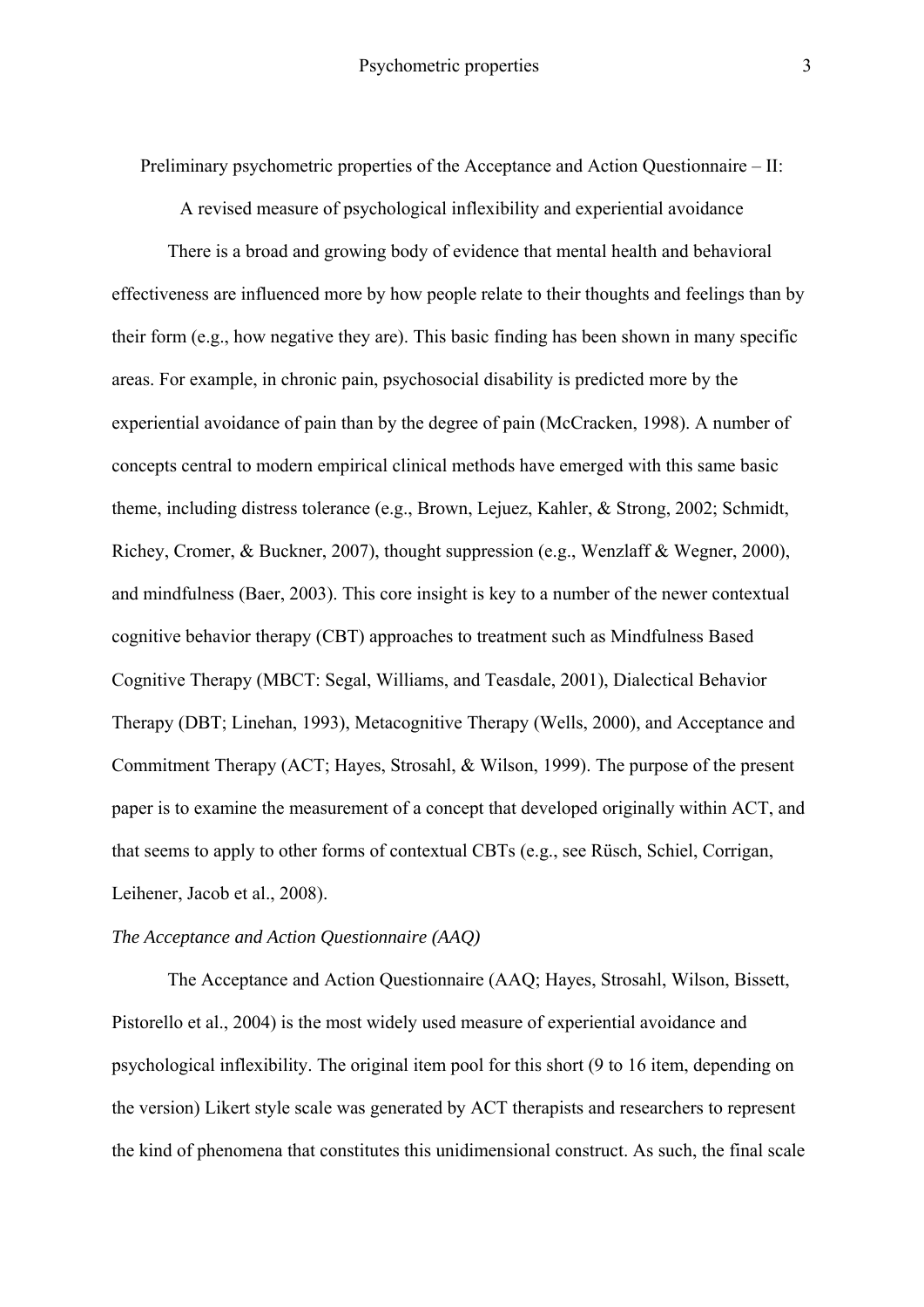Preliminary psychometric properties of the Acceptance and Action Questionnaire – II:

A revised measure of psychological inflexibility and experiential avoidance

There is a broad and growing body of evidence that mental health and behavioral effectiveness are influenced more by how people relate to their thoughts and feelings than by their form (e.g., how negative they are). This basic finding has been shown in many specific areas. For example, in chronic pain, psychosocial disability is predicted more by the experiential avoidance of pain than by the degree of pain (McCracken, 1998). A number of concepts central to modern empirical clinical methods have emerged with this same basic theme, including distress tolerance (e.g., Brown, Lejuez, Kahler, & Strong, 2002; Schmidt, Richey, Cromer, & Buckner, 2007), thought suppression (e.g., Wenzlaff & Wegner, 2000), and mindfulness (Baer, 2003). This core insight is key to a number of the newer contextual cognitive behavior therapy (CBT) approaches to treatment such as Mindfulness Based Cognitive Therapy (MBCT: Segal, Williams, and Teasdale, 2001), Dialectical Behavior Therapy (DBT; Linehan, 1993), Metacognitive Therapy (Wells, 2000), and Acceptance and Commitment Therapy (ACT; Hayes, Strosahl, & Wilson, 1999). The purpose of the present paper is to examine the measurement of a concept that developed originally within ACT, and that seems to apply to other forms of contextual CBTs (e.g., see Rüsch, Schiel, Corrigan, Leihener, Jacob et al., 2008).

*The Acceptance and Action Questionnaire (AAQ)*

The Acceptance and Action Questionnaire (AAQ; Hayes, Strosahl, Wilson, Bissett, Pistorello et al., 2004) is the most widely used measure of experiential avoidance and psychological inflexibility. The original item pool for this short (9 to 16 item, depending on the version) Likert style scale was generated by ACT therapists and researchers to represent the kind of phenomena that constitutes this unidimensional construct. As such, the final scale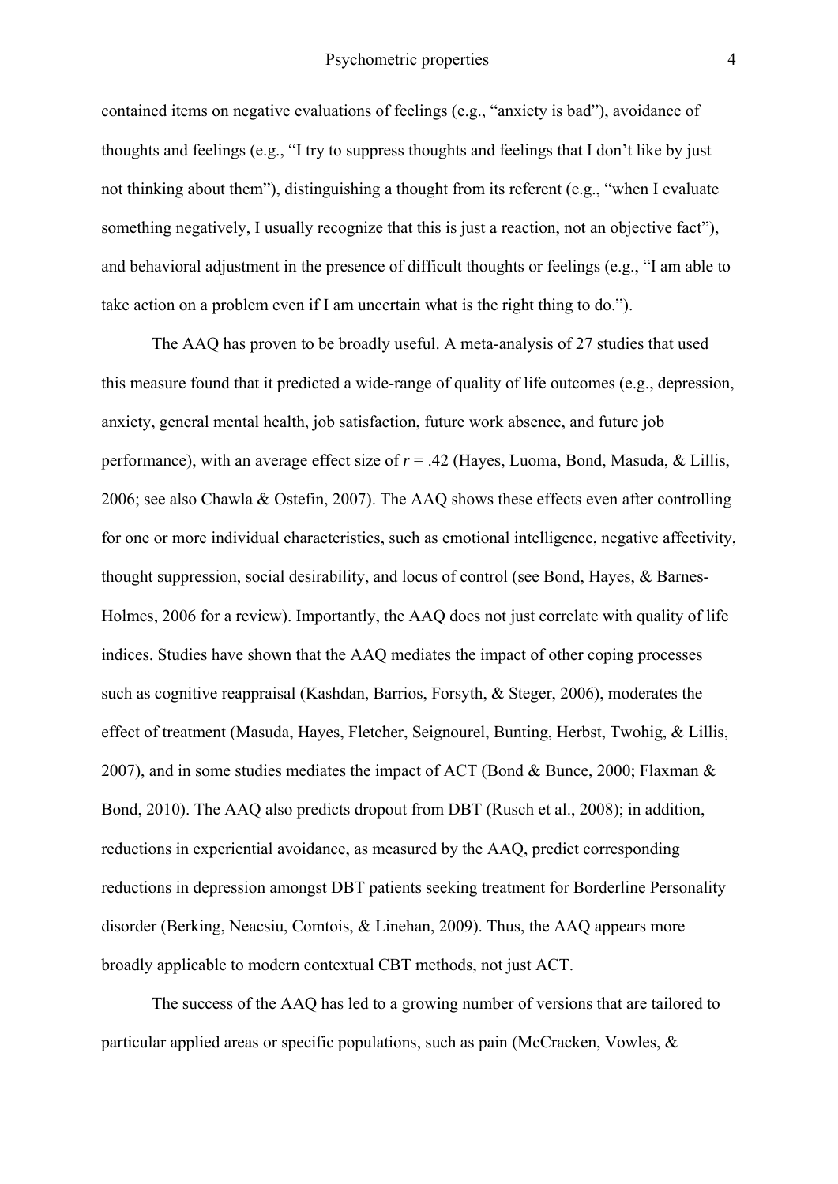contained items on negative evaluations of feelings (e.g., "anxiety is bad"), avoidance of thoughts and feelings (e.g., "I try to suppress thoughts and feelings that I don't like by just not thinking about them"), distinguishing a thought from its referent (e.g., "when I evaluate something negatively, I usually recognize that this is just a reaction, not an objective fact"), and behavioral adjustment in the presence of difficult thoughts or feelings (e.g., "I am able to take action on a problem even if I am uncertain what is the right thing to do.").

The AAQ has proven to be broadly useful. A meta-analysis of 27 studies that used this measure found that it predicted a wide-range of quality of life outcomes (e.g., depression, anxiety, general mental health, job satisfaction, future work absence, and future job performance), with an average effect size of $r = .42$ (Hayes, Luoma, Bond, Masuda, & Lillis, 2006; see also Chawla & Ostefin, 2007). The AAQ shows these effects even after controlling for one or more individual characteristics, such as emotional intelligence, negative affectivity, thought suppression, social desirability, and locus of control (see Bond, Hayes, & Barnes-Holmes, 2006 for a review). Importantly, the AAQ does not just correlate with quality of life indices. Studies have shown that the AAQ mediates the impact of other coping processes such as cognitive reappraisal (Kashdan, Barrios, Forsyth, & Steger, 2006), moderates the effect of treatment (Masuda, Hayes, Fletcher, Seignourel, Bunting, Herbst, Twohig, & Lillis, 2007), and in some studies mediates the impact of ACT (Bond & Bunce, 2000; Flaxman & Bond, 2010). The AAQ also predicts dropout from DBT (Rusch et al., 2008); in addition, reductions in experiential avoidance, as measured by the AAQ, predict corresponding reductions in depression amongst DBT patients seeking treatment for Borderline Personality disorder (Berking, Neacsiu, Comtois, & Linehan, 2009). Thus, the AAQ appears more broadly applicable to modern contextual CBT methods, not just ACT.

The success of the AAQ has led to a growing number of versions that are tailored to particular applied areas or specific populations, such as pain (McCracken, Vowles, &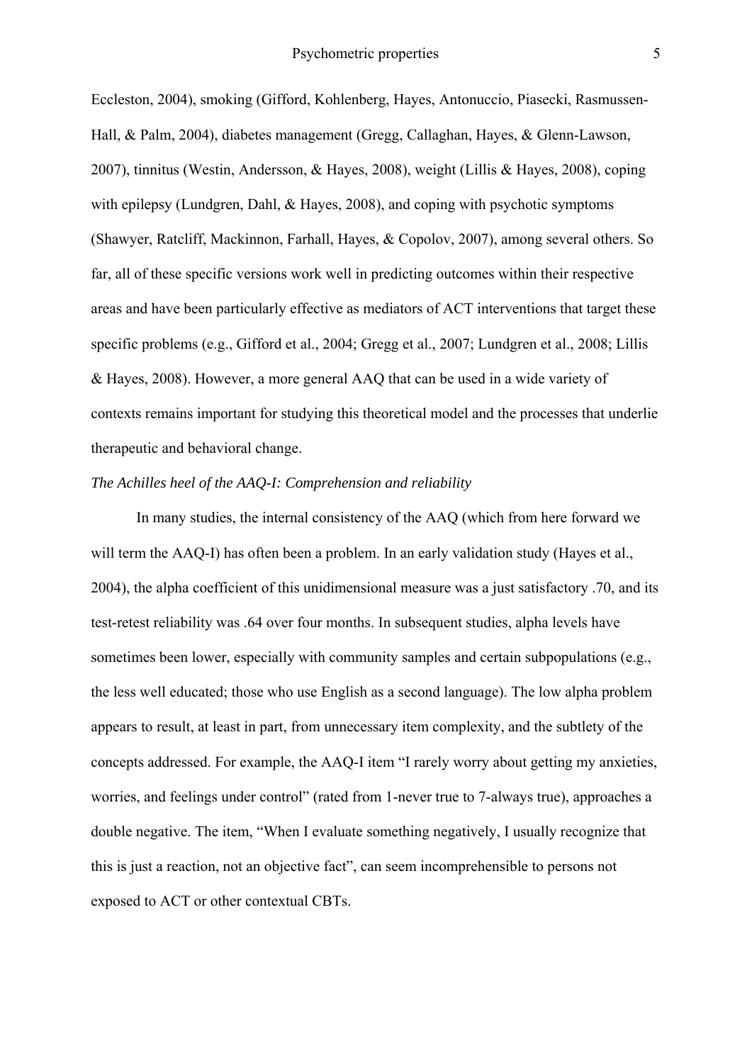Eccleston, 2004), smoking (Gifford, Kohlenberg, Hayes, Antonuccio, Piasecki, Rasmussen-Hall, & Palm, 2004), diabetes management (Gregg, Callaghan, Hayes, & Glenn-Lawson, 2007), tinnitus (Westin, Andersson, & Hayes, 2008), weight (Lillis & Hayes, 2008), coping with epilepsy (Lundgren, Dahl, & Hayes, 2008), and coping with psychotic symptoms (Shawyer, Ratcliff, Mackinnon, Farhall, Hayes, & Copolov, 2007), among several others. So far, all of these specific versions work well in predicting outcomes within their respective areas and have been particularly effective as mediators of ACT interventions that target these specific problems (e.g., Gifford et al., 2004; Gregg et al., 2007; Lundgren et al., 2008; Lillis & Hayes, 2008). However, a more general AAQ that can be used in a wide variety of contexts remains important for studying this theoretical model and the processes that underlie therapeutic and behavioral change.

*The Achilles heel of the AAQ-I: Comprehension and reliability*

In many studies, the internal consistency of the AAQ (which from here forward we will term the AAQ-I) has often been a problem. In an early validation study (Hayes et al., 2004), the alpha coefficient of this unidimensional measure was a just satisfactory .70, and its test-retest reliability was .64 over four months. In subsequent studies, alpha levels have sometimes been lower, especially with community samples and certain subpopulations (e.g., the less well educated; those who use English as a second language). The low alpha problem appears to result, at least in part, from unnecessary item complexity, and the subtlety of the concepts addressed. For example, the AAQ-I item "I rarely worry about getting my anxieties, worries, and feelings under control" (rated from 1-never true to 7-always true), approaches a double negative. The item, "When I evaluate something negatively, I usually recognize that this is just a reaction, not an objective fact", can seem incomprehensible to persons not exposed to ACT or other contextual CBTs.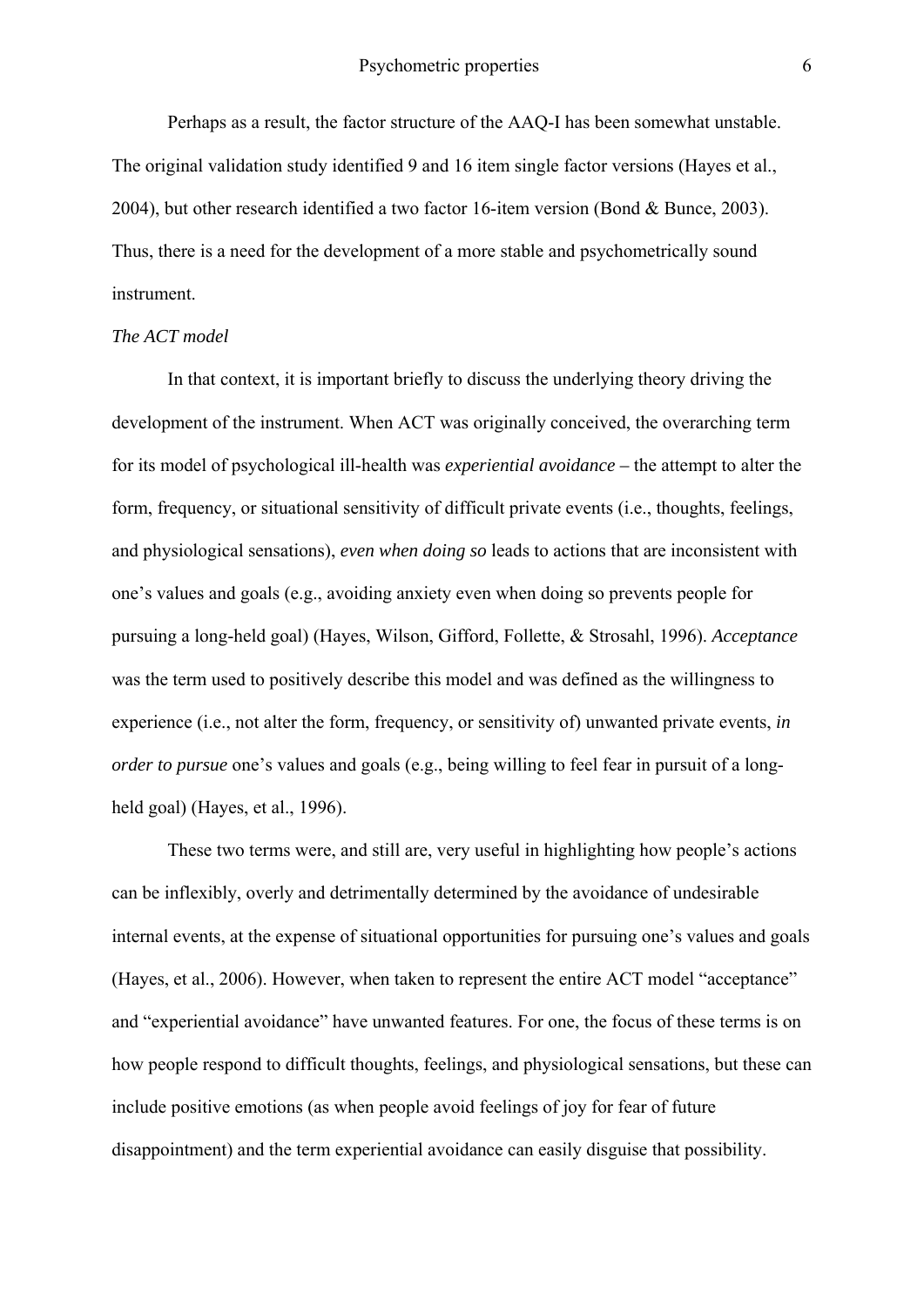Perhaps as a result, the factor structure of the AAQ-I has been somewhat unstable. The original validation study identified 9 and 16 item single factor versions (Hayes et al., 2004), but other research identified a two factor 16-item version (Bond & Bunce, 2003). Thus, there is a need for the development of a more stable and psychometrically sound instrument.

*The ACT model*

In that context, it is important briefly to discuss the underlying theory driving the development of the instrument. When ACT was originally conceived, the overarching term for its model of psychological ill-health was *experiential avoidance* – the attempt to alter the form, frequency, or situational sensitivity of difficult private events (i.e., thoughts, feelings, and physiological sensations), *even when doing so* leads to actions that are inconsistent with one's values and goals (e.g., avoiding anxiety even when doing so prevents people for pursuing a long-held goal) (Hayes, Wilson, Gifford, Follette, & Strosahl, 1996). *Acceptance* was the term used to positively describe this model and was defined as the willingness to experience (i.e., not alter the form, frequency, or sensitivity of) unwanted private events, *in order to pursue* one's values and goals (e.g., being willing to feel fear in pursuit of a long-held goal) (Hayes, et al., 1996).

These two terms were, and still are, very useful in highlighting how people's actions can be inflexibly, overly and detrimentally determined by the avoidance of undesirable internal events, at the expense of situational opportunities for pursuing one's values and goals (Hayes, et al., 2006). However, when taken to represent the entire ACT model "acceptance" and "experiential avoidance" have unwanted features. For one, the focus of these terms is on how people respond to difficult thoughts, feelings, and physiological sensations, but these can include positive emotions (as when people avoid feelings of joy for fear of future disappointment) and the term experiential avoidance can easily disguise that possibility.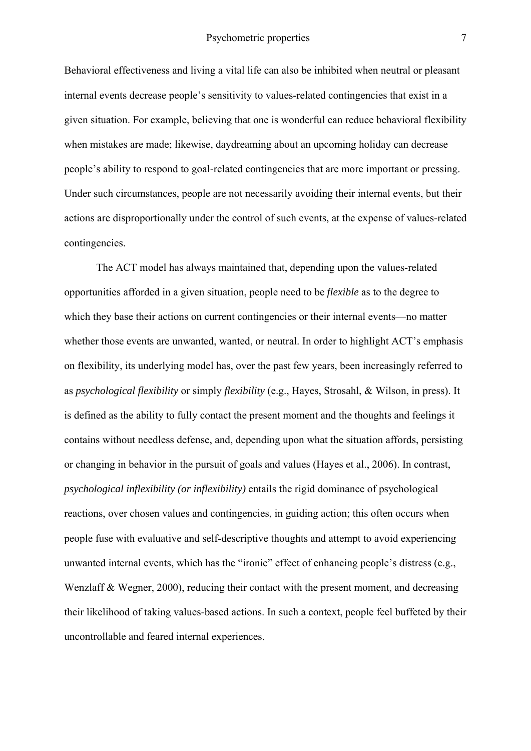Behavioral effectiveness and living a vital life can also be inhibited when neutral or pleasant internal events decrease people's sensitivity to values-related contingencies that exist in a given situation. For example, believing that one is wonderful can reduce behavioral flexibility when mistakes are made; likewise, daydreaming about an upcoming holiday can decrease people's ability to respond to goal-related contingencies that are more important or pressing. Under such circumstances, people are not necessarily avoiding their internal events, but their actions are disproportionally under the control of such events, at the expense of values-related contingencies.

The ACT model has always maintained that, depending upon the values-related opportunities afforded in a given situation, people need to be *flexible* as to the degree to which they base their actions on current contingencies or their internal events—no matter whether those events are unwanted, wanted, or neutral. In order to highlight ACT's emphasis on flexibility, its underlying model has, over the past few years, been increasingly referred to as *psychological flexibility* or simply *flexibility* (e.g., Hayes, Strosahl, & Wilson, in press). It is defined as the ability to fully contact the present moment and the thoughts and feelings it contains without needless defense, and, depending upon what the situation affords, persisting or changing in behavior in the pursuit of goals and values (Hayes et al., 2006). In contrast, *psychological inflexibility (or inflexibility)* entails the rigid dominance of psychological reactions, over chosen values and contingencies, in guiding action; this often occurs when people fuse with evaluative and self-descriptive thoughts and attempt to avoid experiencing unwanted internal events, which has the "ironic" effect of enhancing people's distress (e.g., Wenzlaff & Wegner, 2000), reducing their contact with the present moment, and decreasing their likelihood of taking values-based actions. In such a context, people feel buffeted by their uncontrollable and feared internal experiences.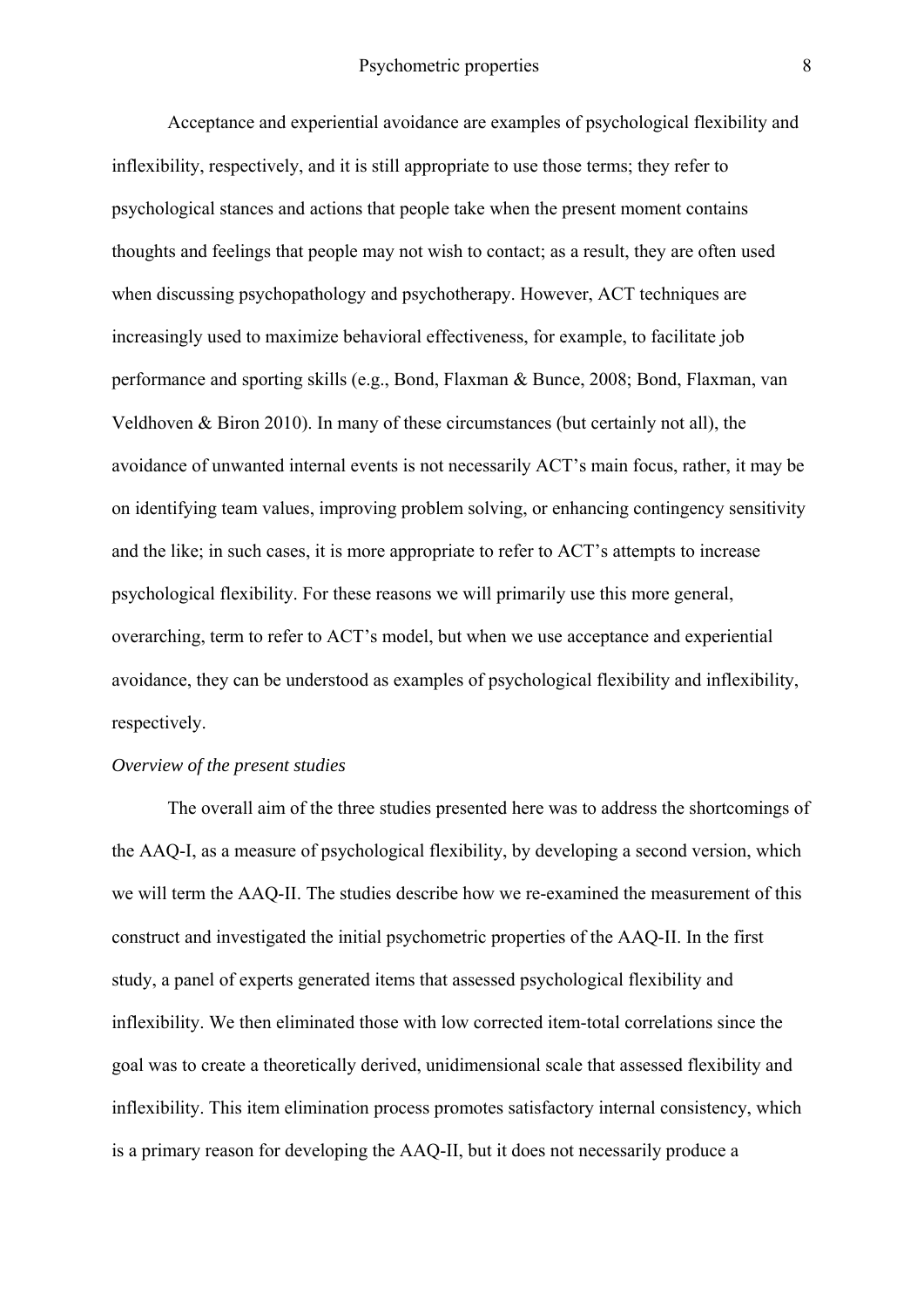Acceptance and experiential avoidance are examples of psychological flexibility and inflexibility, respectively, and it is still appropriate to use those terms; they refer to psychological stances and actions that people take when the present moment contains thoughts and feelings that people may not wish to contact; as a result, they are often used when discussing psychopathology and psychotherapy. However, ACT techniques are increasingly used to maximize behavioral effectiveness, for example, to facilitate job performance and sporting skills (e.g., Bond, Flaxman & Bunce, 2008; Bond, Flaxman, van Veldhoven & Biron 2010). In many of these circumstances (but certainly not all), the avoidance of unwanted internal events is not necessarily ACT's main focus, rather, it may be on identifying team values, improving problem solving, or enhancing contingency sensitivity and the like; in such cases, it is more appropriate to refer to ACT's attempts to increase psychological flexibility. For these reasons we will primarily use this more general, overarching, term to refer to ACT's model, but when we use acceptance and experiential avoidance, they can be understood as examples of psychological flexibility and inflexibility, respectively.

*Overview of the present studies*

The overall aim of the three studies presented here was to address the shortcomings of the AAQ-I, as a measure of psychological flexibility, by developing a second version, which we will term the AAQ-II. The studies describe how we re-examined the measurement of this construct and investigated the initial psychometric properties of the AAQ-II. In the first study, a panel of experts generated items that assessed psychological flexibility and inflexibility. We then eliminated those with low corrected item-total correlations since the goal was to create a theoretically derived, unidimensional scale that assessed flexibility and inflexibility. This item elimination process promotes satisfactory internal consistency, which is a primary reason for developing the AAQ-II, but it does not necessarily produce a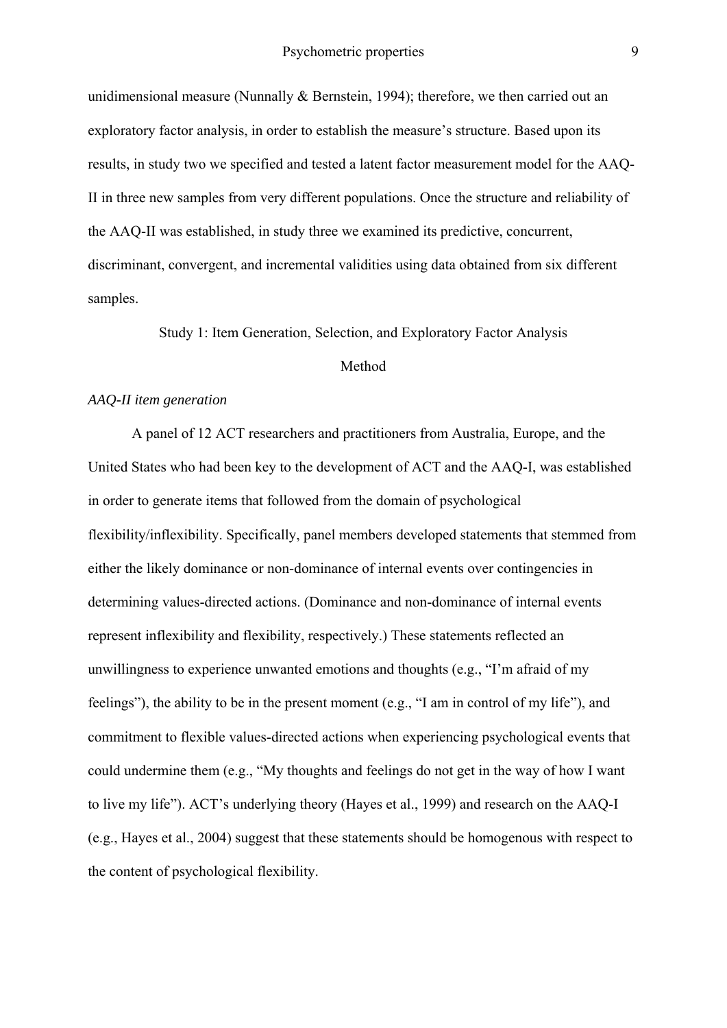unidimensional measure (Nunnally & Bernstein, 1994); therefore, we then carried out an exploratory factor analysis, in order to establish the measure's structure. Based upon its results, in study two we specified and tested a latent factor measurement model for the AAQ-II in three new samples from very different populations. Once the structure and reliability of the AAQ-II was established, in study three we examined its predictive, concurrent, discriminant, convergent, and incremental validities using data obtained from six different samples.

## Study 1: Item Generation, Selection, and Exploratory Factor Analysis

### Method

*AAQ-II item generation*

A panel of 12 ACT researchers and practitioners from Australia, Europe, and the United States who had been key to the development of ACT and the AAQ-I, was established in order to generate items that followed from the domain of psychological flexibility/inflexibility. Specifically, panel members developed statements that stemmed from either the likely dominance or non-dominance of internal events over contingencies in determining values-directed actions. (Dominance and non-dominance of internal events represent inflexibility and flexibility, respectively.) These statements reflected an unwillingness to experience unwanted emotions and thoughts (e.g., "I'm afraid of my feelings"), the ability to be in the present moment (e.g., "I am in control of my life"), and commitment to flexible values-directed actions when experiencing psychological events that could undermine them (e.g., "My thoughts and feelings do not get in the way of how I want to live my life"). ACT's underlying theory (Hayes et al., 1999) and research on the AAQ-I (e.g., Hayes et al., 2004) suggest that these statements should be homogenous with respect to the content of psychological flexibility.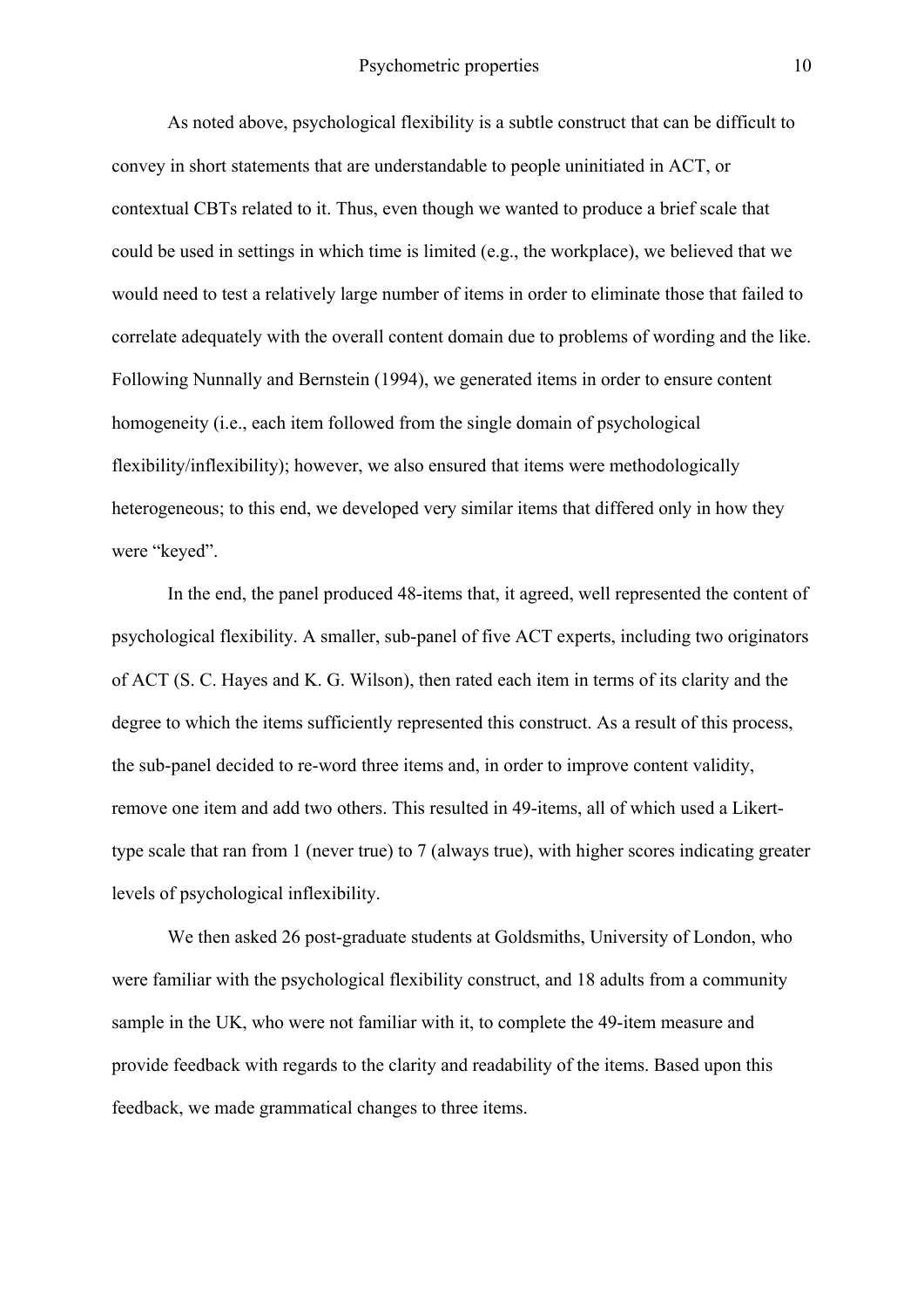As noted above, psychological flexibility is a subtle construct that can be difficult to convey in short statements that are understandable to people uninitiated in ACT, or contextual CBTs related to it. Thus, even though we wanted to produce a brief scale that could be used in settings in which time is limited (e.g., the workplace), we believed that we would need to test a relatively large number of items in order to eliminate those that failed to correlate adequately with the overall content domain due to problems of wording and the like. Following Nunnally and Bernstein (1994), we generated items in order to ensure content homogeneity (i.e., each item followed from the single domain of psychological flexibility/inflexibility); however, we also ensured that items were methodologically heterogeneous; to this end, we developed very similar items that differed only in how they were "keyed".

In the end, the panel produced 48-items that, it agreed, well represented the content of psychological flexibility. A smaller, sub-panel of five ACT experts, including two originators of ACT (S. C. Hayes and K. G. Wilson), then rated each item in terms of its clarity and the degree to which the items sufficiently represented this construct. As a result of this process, the sub-panel decided to re-word three items and, in order to improve content validity, remove one item and add two others. This resulted in 49-items, all of which used a Likert-type scale that ran from 1 (never true) to 7 (always true), with higher scores indicating greater levels of psychological inflexibility.

We then asked 26 post-graduate students at Goldsmiths, University of London, who were familiar with the psychological flexibility construct, and 18 adults from a community sample in the UK, who were not familiar with it, to complete the 49-item measure and provide feedback with regards to the clarity and readability of the items. Based upon this feedback, we made grammatical changes to three items.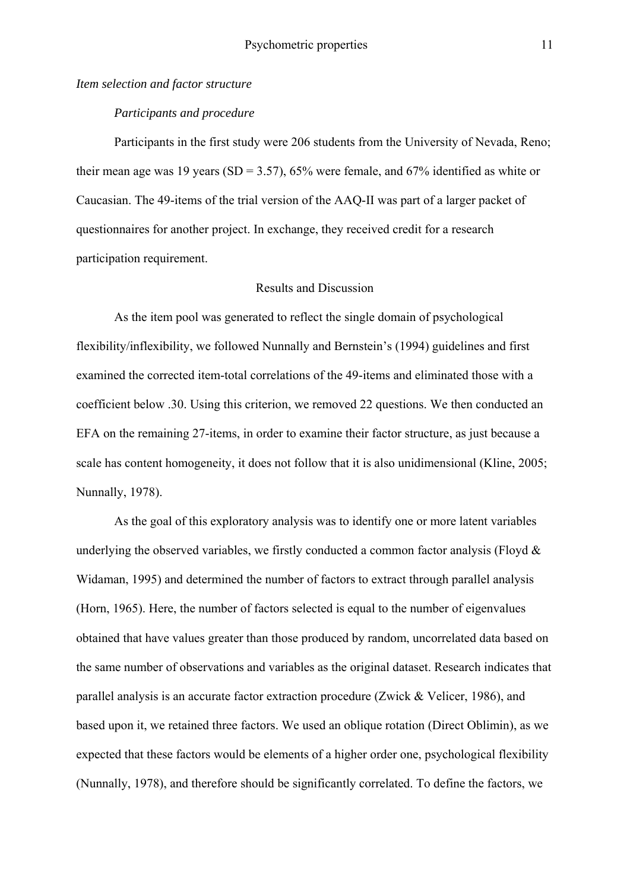*Item selection and factor structure*

*Participants and procedure*

Participants in the first study were 206 students from the University of Nevada, Reno; their mean age was 19 years (SD = 3.57), 65% were female, and 67% identified as white or Caucasian. The 49-items of the trial version of the AAQ-II was part of a larger packet of questionnaires for another project. In exchange, they received credit for a research participation requirement.

Results and Discussion

As the item pool was generated to reflect the single domain of psychological flexibility/inflexibility, we followed Nunnally and Bernstein's (1994) guidelines and first examined the corrected item-total correlations of the 49-items and eliminated those with a coefficient below .30. Using this criterion, we removed 22 questions. We then conducted an EFA on the remaining 27-items, in order to examine their factor structure, as just because a scale has content homogeneity, it does not follow that it is also unidimensional (Kline, 2005; Nunnally, 1978).

As the goal of this exploratory analysis was to identify one or more latent variables underlying the observed variables, we firstly conducted a common factor analysis (Floyd & Widaman, 1995) and determined the number of factors to extract through parallel analysis (Horn, 1965). Here, the number of factors selected is equal to the number of eigenvalues obtained that have values greater than those produced by random, uncorrelated data based on the same number of observations and variables as the original dataset. Research indicates that parallel analysis is an accurate factor extraction procedure (Zwick & Velicer, 1986), and based upon it, we retained three factors. We used an oblique rotation (Direct Oblimin), as we expected that these factors would be elements of a higher order one, psychological flexibility (Nunnally, 1978), and therefore should be significantly correlated. To define the factors, we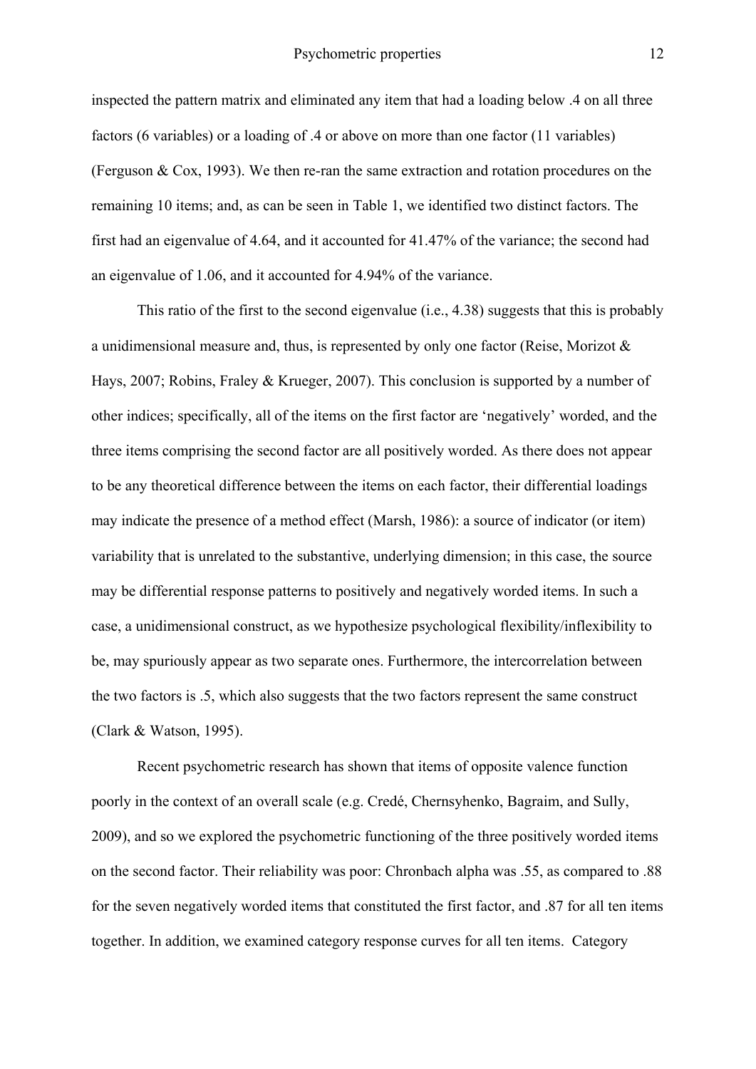inspected the pattern matrix and eliminated any item that had a loading below .4 on all three factors (6 variables) or a loading of .4 or above on more than one factor (11 variables) (Ferguson & Cox, 1993). We then re-ran the same extraction and rotation procedures on the remaining 10 items; and, as can be seen in Table 1, we identified two distinct factors. The first had an eigenvalue of 4.64, and it accounted for 41.47% of the variance; the second had an eigenvalue of 1.06, and it accounted for 4.94% of the variance.

This ratio of the first to the second eigenvalue (i.e., 4.38) suggests that this is probably a unidimensional measure and, thus, is represented by only one factor (Reise, Morizot & Hays, 2007; Robins, Fraley & Krueger, 2007). This conclusion is supported by a number of other indices; specifically, all of the items on the first factor are 'negatively' worded, and the three items comprising the second factor are all positively worded. As there does not appear to be any theoretical difference between the items on each factor, their differential loadings may indicate the presence of a method effect (Marsh, 1986): a source of indicator (or item) variability that is unrelated to the substantive, underlying dimension; in this case, the source may be differential response patterns to positively and negatively worded items. In such a case, a unidimensional construct, as we hypothesize psychological flexibility/inflexibility to be, may spuriously appear as two separate ones. Furthermore, the intercorrelation between the two factors is .5, which also suggests that the two factors represent the same construct (Clark & Watson, 1995).

Recent psychometric research has shown that items of opposite valence function poorly in the context of an overall scale (e.g. Credé, Chernsyhenko, Bagraim, and Sully, 2009), and so we explored the psychometric functioning of the three positively worded items on the second factor. Their reliability was poor: Chronbach alpha was .55, as compared to .88 for the seven negatively worded items that constituted the first factor, and .87 for all ten items together. In addition, we examined category response curves for all ten items. Category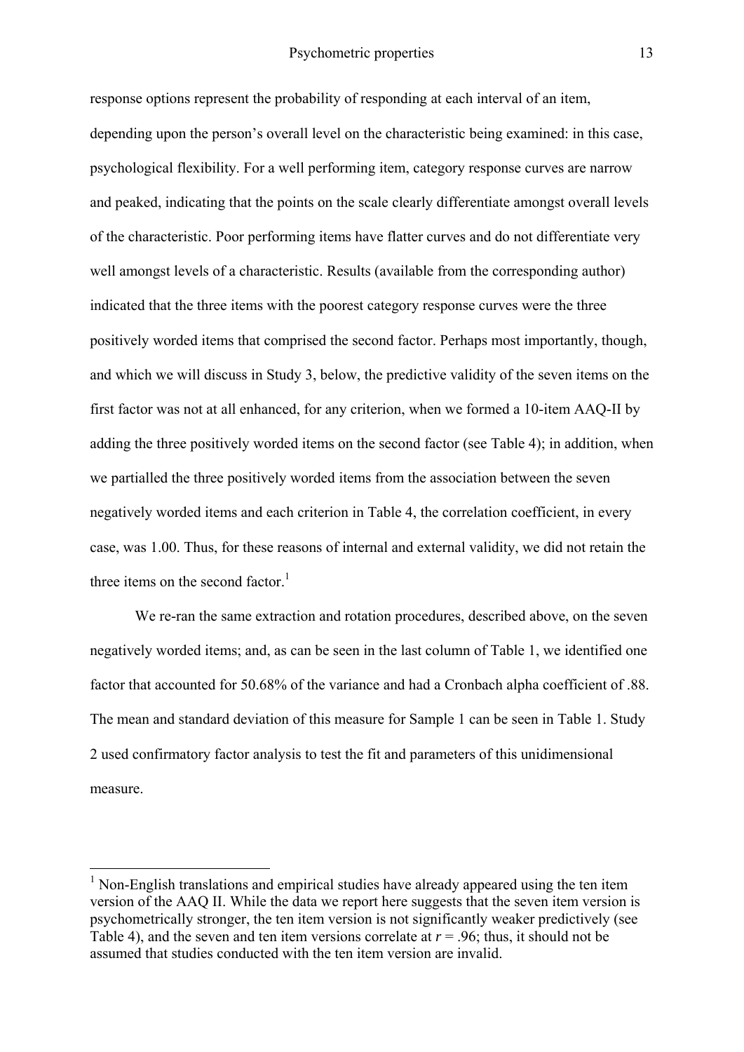response options represent the probability of responding at each interval of an item, depending upon the person's overall level on the characteristic being examined: in this case, psychological flexibility. For a well performing item, category response curves are narrow and peaked, indicating that the points on the scale clearly differentiate amongst overall levels of the characteristic. Poor performing items have flatter curves and do not differentiate very well amongst levels of a characteristic. Results (available from the corresponding author) indicated that the three items with the poorest category response curves were the three positively worded items that comprised the second factor. Perhaps most importantly, though, and which we will discuss in Study 3, below, the predictive validity of the seven items on the first factor was not at all enhanced, for any criterion, when we formed a 10-item AAQ-II by adding the three positively worded items on the second factor (see Table 4); in addition, when we partialled the three positively worded items from the association between the seven negatively worded items and each criterion in Table 4, the correlation coefficient, in every case, was 1.00. Thus, for these reasons of internal and external validity, we did not retain the three items on the second factor.[1]

We re-ran the same extraction and rotation procedures, described above, on the seven negatively worded items; and, as can be seen in the last column of Table 1, we identified one factor that accounted for 50.68% of the variance and had a Cronbach alpha coefficient of .88. The mean and standard deviation of this measure for Sample 1 can be seen in Table 1. Study 2 used confirmatory factor analysis to test the fit and parameters of this unidimensional measure.

---

[1] Non-English translations and empirical studies have already appeared using the ten item version of the AAQ II. While the data we report here suggests that the seven item version is psychometrically stronger, the ten item version is not significantly weaker predictively (see Table 4), and the seven and ten item versions correlate at $r = .96$; thus, it should not be assumed that studies conducted with the ten item version are invalid.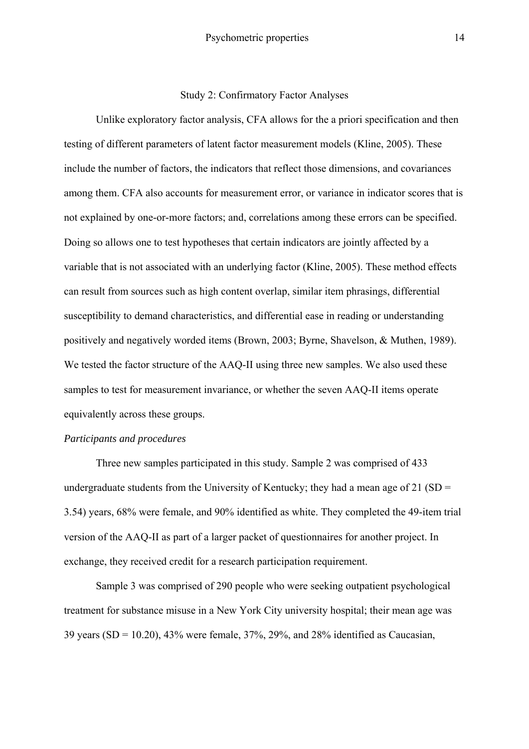## Study 2: Confirmatory Factor Analyses

Unlike exploratory factor analysis, CFA allows for the a priori specification and then testing of different parameters of latent factor measurement models (Kline, 2005). These include the number of factors, the indicators that reflect those dimensions, and covariances among them. CFA also accounts for measurement error, or variance in indicator scores that is not explained by one-or-more factors; and, correlations among these errors can be specified. Doing so allows one to test hypotheses that certain indicators are jointly affected by a variable that is not associated with an underlying factor (Kline, 2005). These method effects can result from sources such as high content overlap, similar item phrasings, differential susceptibility to demand characteristics, and differential ease in reading or understanding positively and negatively worded items (Brown, 2003; Byrne, Shavelson, & Muthen, 1989). We tested the factor structure of the AAQ-II using three new samples. We also used these samples to test for measurement invariance, or whether the seven AAQ-II items operate equivalently across these groups.

### *Participants and procedures*

Three new samples participated in this study. Sample 2 was comprised of 433 undergraduate students from the University of Kentucky; they had a mean age of 21 (SD = 3.54) years, 68% were female, and 90% identified as white. They completed the 49-item trial version of the AAQ-II as part of a larger packet of questionnaires for another project. In exchange, they received credit for a research participation requirement.

Sample 3 was comprised of 290 people who were seeking outpatient psychological treatment for substance misuse in a New York City university hospital; their mean age was 39 years (SD = 10.20), 43% were female, 37%, 29%, and 28% identified as Caucasian,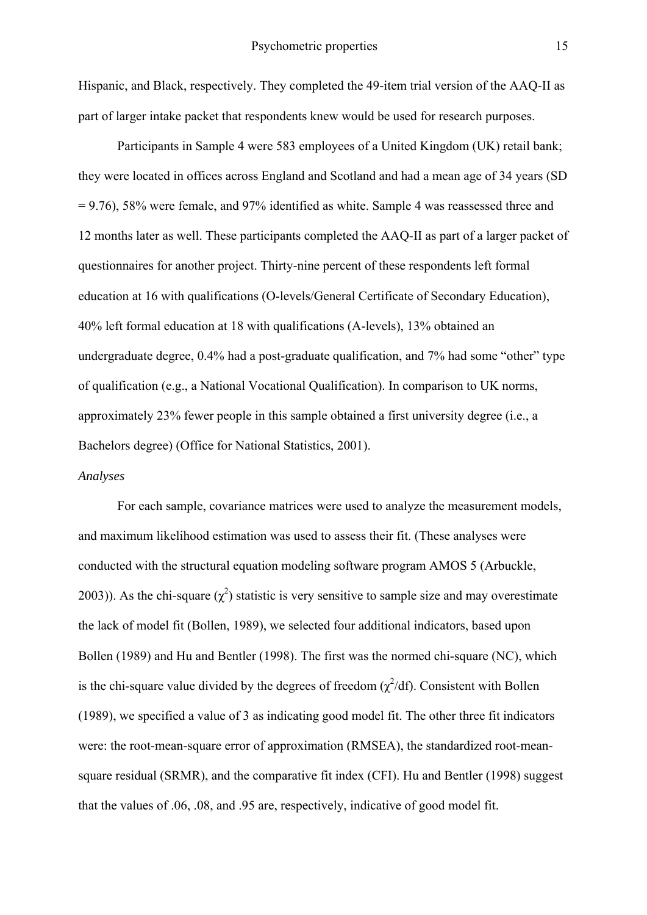Hispanic, and Black, respectively. They completed the 49-item trial version of the AAQ-II as part of larger intake packet that respondents knew would be used for research purposes.

Participants in Sample 4 were 583 employees of a United Kingdom (UK) retail bank; they were located in offices across England and Scotland and had a mean age of 34 years (SD = 9.76), 58% were female, and 97% identified as white. Sample 4 was reassessed three and 12 months later as well. These participants completed the AAQ-II as part of a larger packet of questionnaires for another project. Thirty-nine percent of these respondents left formal education at 16 with qualifications (O-levels/General Certificate of Secondary Education), 40% left formal education at 18 with qualifications (A-levels), 13% obtained an undergraduate degree, 0.4% had a post-graduate qualification, and 7% had some "other" type of qualification (e.g., a National Vocational Qualification). In comparison to UK norms, approximately 23% fewer people in this sample obtained a first university degree (i.e., a Bachelors degree) (Office for National Statistics, 2001).

*Analyses*

For each sample, covariance matrices were used to analyze the measurement models, and maximum likelihood estimation was used to assess their fit. (These analyses were conducted with the structural equation modeling software program AMOS 5 (Arbuckle, 2003)). As the chi-square ($\chi^2$) statistic is very sensitive to sample size and may overestimate the lack of model fit (Bollen, 1989), we selected four additional indicators, based upon Bollen (1989) and Hu and Bentler (1998). The first was the normed chi-square (NC), which is the chi-square value divided by the degrees of freedom ($\chi^2$/df). Consistent with Bollen (1989), we specified a value of 3 as indicating good model fit. The other three fit indicators were: the root-mean-square error of approximation (RMSEA), the standardized root-mean-square residual (SRMR), and the comparative fit index (CFI). Hu and Bentler (1998) suggest that the values of .06, .08, and .95 are, respectively, indicative of good model fit.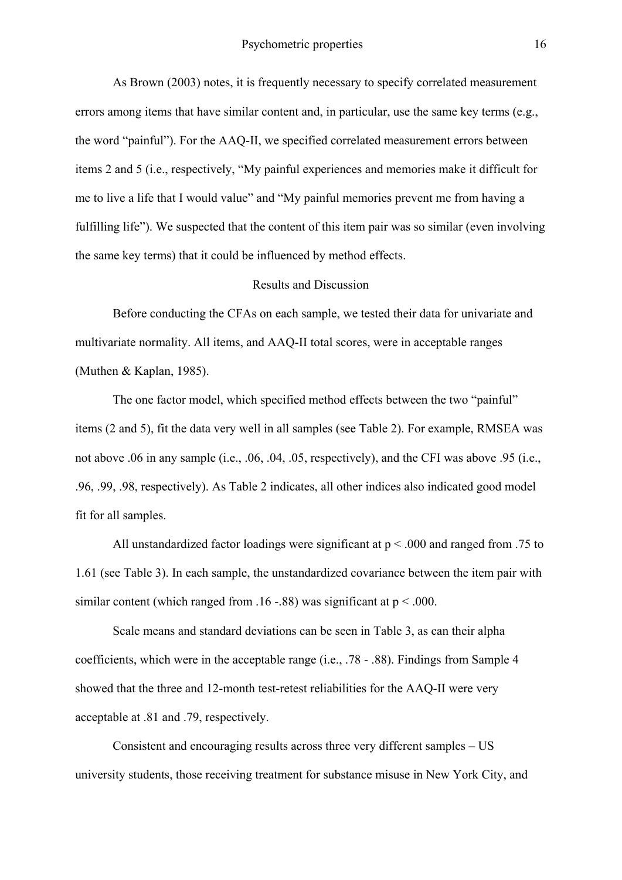As Brown (2003) notes, it is frequently necessary to specify correlated measurement errors among items that have similar content and, in particular, use the same key terms (e.g., the word "painful"). For the AAQ-II, we specified correlated measurement errors between items 2 and 5 (i.e., respectively, "My painful experiences and memories make it difficult for me to live a life that I would value" and "My painful memories prevent me from having a fulfilling life"). We suspected that the content of this item pair was so similar (even involving the same key terms) that it could be influenced by method effects.

## Results and Discussion

Before conducting the CFAs on each sample, we tested their data for univariate and multivariate normality. All items, and AAQ-II total scores, were in acceptable ranges (Muthen & Kaplan, 1985).

The one factor model, which specified method effects between the two "painful" items (2 and 5), fit the data very well in all samples (see Table 2). For example, RMSEA was not above .06 in any sample (i.e., .06, .04, .05, respectively), and the CFI was above .95 (i.e., .96, .99, .98, respectively). As Table 2 indicates, all other indices also indicated good model fit for all samples.

All unstandardized factor loadings were significant at $p < .000$ and ranged from .75 to 1.61 (see Table 3). In each sample, the unstandardized covariance between the item pair with similar content (which ranged from .16 -.88) was significant at $p < .000$.

Scale means and standard deviations can be seen in Table 3, as can their alpha coefficients, which were in the acceptable range (i.e., .78 - .88). Findings from Sample 4 showed that the three and 12-month test-retest reliabilities for the AAQ-II were very acceptable at .81 and .79, respectively.

Consistent and encouraging results across three very different samples – US university students, those receiving treatment for substance misuse in New York City, and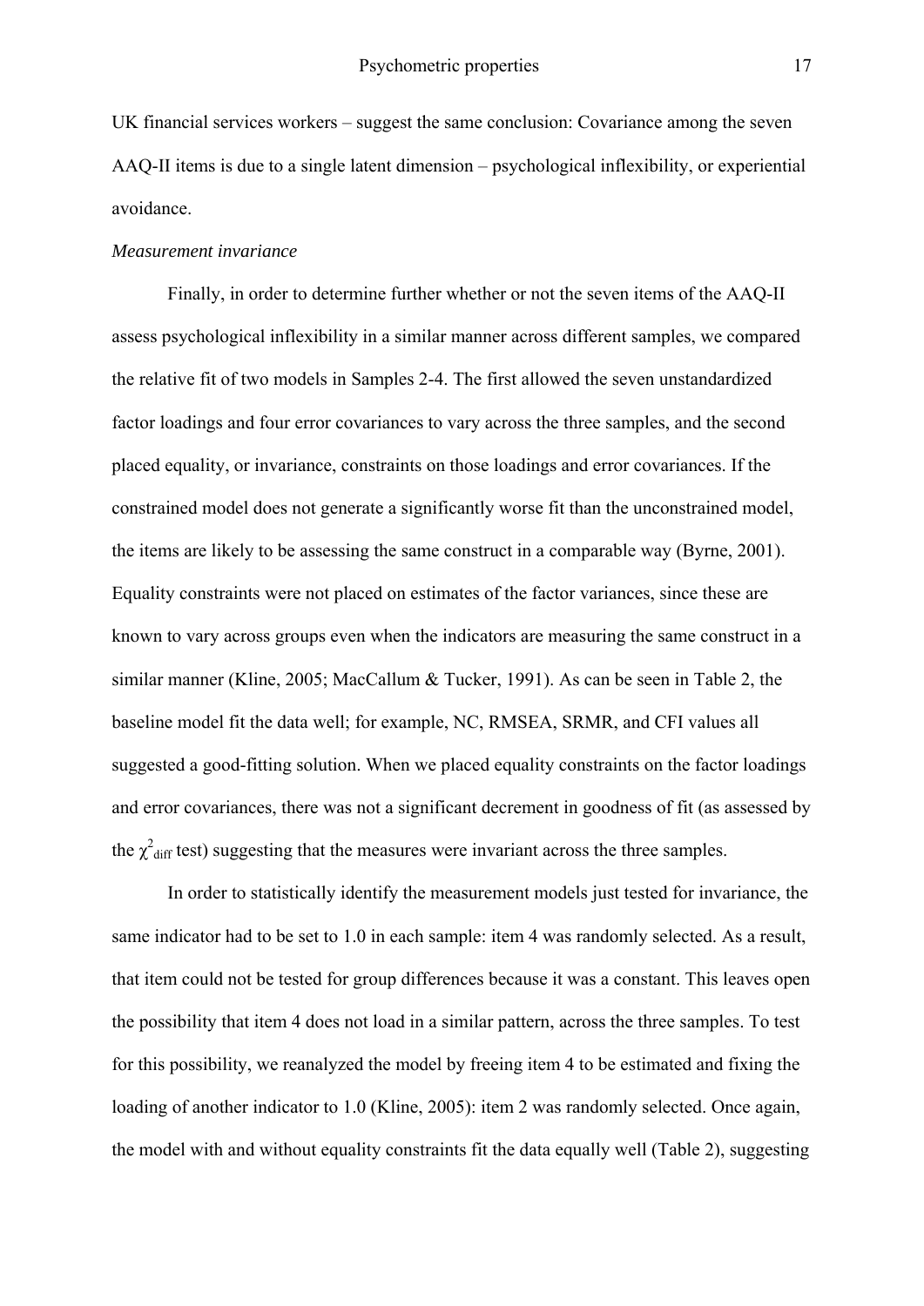UK financial services workers – suggest the same conclusion: Covariance among the seven AAQ-II items is due to a single latent dimension – psychological inflexibility, or experiential avoidance.

*Measurement invariance*

Finally, in order to determine further whether or not the seven items of the AAQ-II assess psychological inflexibility in a similar manner across different samples, we compared the relative fit of two models in Samples 2-4. The first allowed the seven unstandardized factor loadings and four error covariances to vary across the three samples, and the second placed equality, or invariance, constraints on those loadings and error covariances. If the constrained model does not generate a significantly worse fit than the unconstrained model, the items are likely to be assessing the same construct in a comparable way (Byrne, 2001). Equality constraints were not placed on estimates of the factor variances, since these are known to vary across groups even when the indicators are measuring the same construct in a similar manner (Kline, 2005; MacCallum & Tucker, 1991). As can be seen in Table 2, the baseline model fit the data well; for example, NC, RMSEA, SRMR, and CFI values all suggested a good-fitting solution. When we placed equality constraints on the factor loadings and error covariances, there was not a significant decrement in goodness of fit (as assessed by the $\chi^2_{diff}$ test) suggesting that the measures were invariant across the three samples.

In order to statistically identify the measurement models just tested for invariance, the same indicator had to be set to 1.0 in each sample: item 4 was randomly selected. As a result, that item could not be tested for group differences because it was a constant. This leaves open the possibility that item 4 does not load in a similar pattern, across the three samples. To test for this possibility, we reanalyzed the model by freeing item 4 to be estimated and fixing the loading of another indicator to 1.0 (Kline, 2005): item 2 was randomly selected. Once again, the model with and without equality constraints fit the data equally well (Table 2), suggesting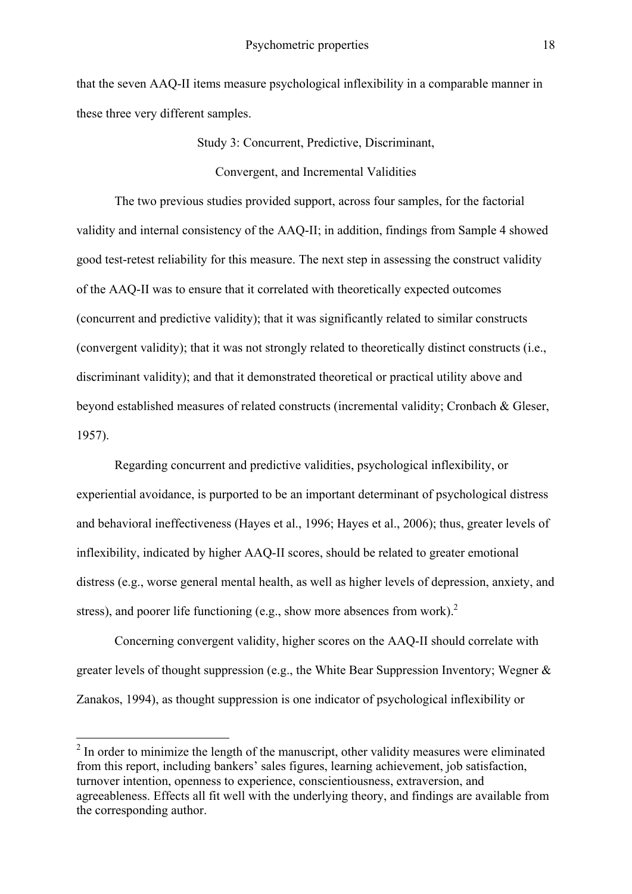that the seven AAQ-II items measure psychological inflexibility in a comparable manner in these three very different samples.

## Study 3: Concurrent, Predictive, Discriminant, Convergent, and Incremental Validities

The two previous studies provided support, across four samples, for the factorial validity and internal consistency of the AAQ-II; in addition, findings from Sample 4 showed good test-retest reliability for this measure. The next step in assessing the construct validity of the AAQ-II was to ensure that it correlated with theoretically expected outcomes (concurrent and predictive validity); that it was significantly related to similar constructs (convergent validity); that it was not strongly related to theoretically distinct constructs (i.e., discriminant validity); and that it demonstrated theoretical or practical utility above and beyond established measures of related constructs (incremental validity; Cronbach & Gleser, 1957).

Regarding concurrent and predictive validities, psychological inflexibility, or experiential avoidance, is purported to be an important determinant of psychological distress and behavioral ineffectiveness (Hayes et al., 1996; Hayes et al., 2006); thus, greater levels of inflexibility, indicated by higher AAQ-II scores, should be related to greater emotional distress (e.g., worse general mental health, as well as higher levels of depression, anxiety, and stress), and poorer life functioning (e.g., show more absences from work).[2]

Concerning convergent validity, higher scores on the AAQ-II should correlate with greater levels of thought suppression (e.g., the White Bear Suppression Inventory; Wegner & Zanakos, 1994), as thought suppression is one indicator of psychological inflexibility or

---

[2] In order to minimize the length of the manuscript, other validity measures were eliminated from this report, including bankers' sales figures, learning achievement, job satisfaction, turnover intention, openness to experience, conscientiousness, extraversion, and agreeableness. Effects all fit well with the underlying theory, and findings are available from the corresponding author.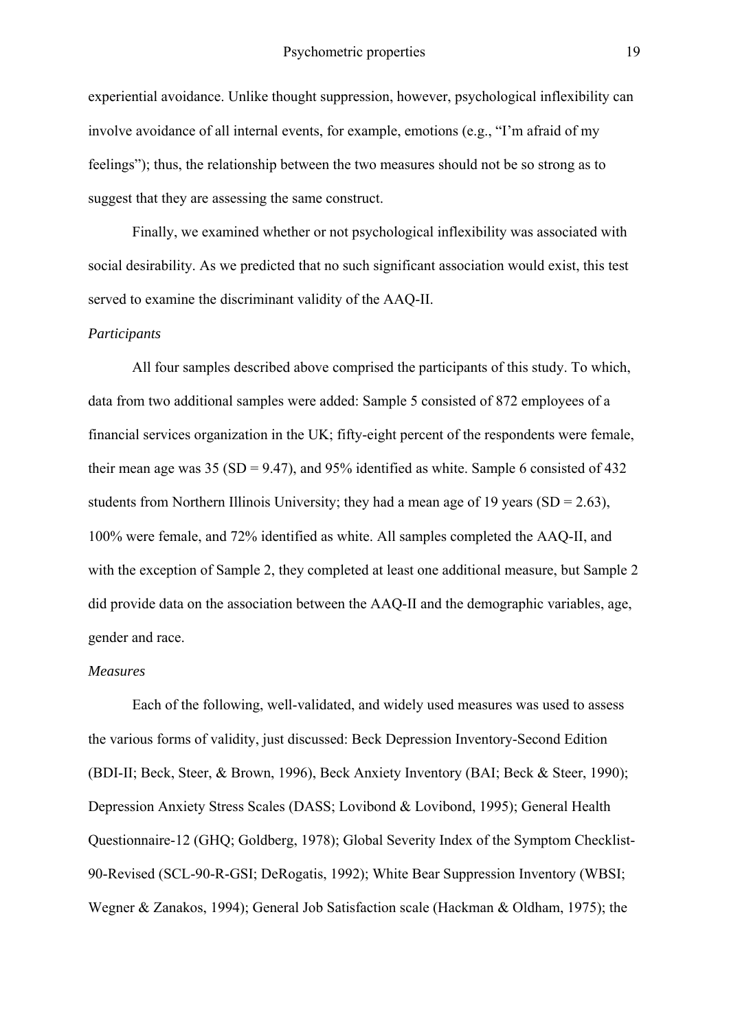experiential avoidance. Unlike thought suppression, however, psychological inflexibility can involve avoidance of all internal events, for example, emotions (e.g., "I'm afraid of my feelings"); thus, the relationship between the two measures should not be so strong as to suggest that they are assessing the same construct.

Finally, we examined whether or not psychological inflexibility was associated with social desirability. As we predicted that no such significant association would exist, this test served to examine the discriminant validity of the AAQ-II.

*Participants*

All four samples described above comprised the participants of this study. To which, data from two additional samples were added: Sample 5 consisted of 872 employees of a financial services organization in the UK; fifty-eight percent of the respondents were female, their mean age was 35 (SD = 9.47), and 95% identified as white. Sample 6 consisted of 432 students from Northern Illinois University; they had a mean age of 19 years (SD = 2.63), 100% were female, and 72% identified as white. All samples completed the AAQ-II, and with the exception of Sample 2, they completed at least one additional measure, but Sample 2 did provide data on the association between the AAQ-II and the demographic variables, age, gender and race.

*Measures*

Each of the following, well-validated, and widely used measures was used to assess the various forms of validity, just discussed: Beck Depression Inventory-Second Edition (BDI-II; Beck, Steer, & Brown, 1996), Beck Anxiety Inventory (BAI; Beck & Steer, 1990); Depression Anxiety Stress Scales (DASS; Lovibond & Lovibond, 1995); General Health Questionnaire-12 (GHQ; Goldberg, 1978); Global Severity Index of the Symptom Checklist-90-Revised (SCL-90-R-GSI; DeRogatis, 1992); White Bear Suppression Inventory (WBSI; Wegner & Zanakos, 1994); General Job Satisfaction scale (Hackman & Oldham, 1975); the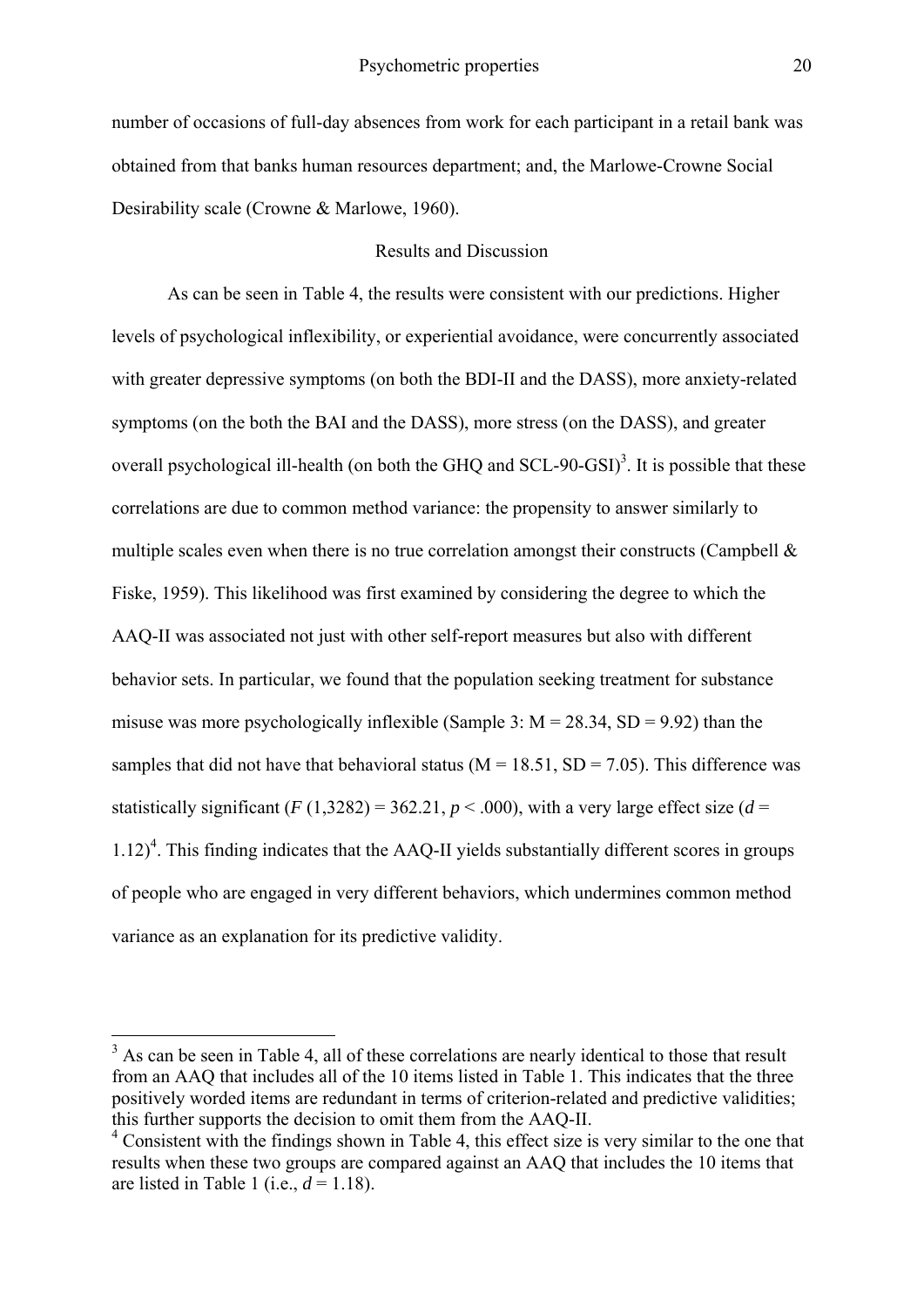number of occasions of full-day absences from work for each participant in a retail bank was obtained from that banks human resources department; and, the Marlowe-Crowne Social Desirability scale (Crowne & Marlowe, 1960).

## Results and Discussion

As can be seen in Table 4, the results were consistent with our predictions. Higher levels of psychological inflexibility, or experiential avoidance, were concurrently associated with greater depressive symptoms (on both the BDI-II and the DASS), more anxiety-related symptoms (on the both the BAI and the DASS), more stress (on the DASS), and greater overall psychological ill-health (on both the GHQ and SCL-90-GSI)[3]. It is possible that these correlations are due to common method variance: the propensity to answer similarly to multiple scales even when there is no true correlation amongst their constructs (Campbell & Fiske, 1959). This likelihood was first examined by considering the degree to which the AAQ-II was associated not just with other self-report measures but also with different behavior sets. In particular, we found that the population seeking treatment for substance misuse was more psychologically inflexible (Sample 3: M = 28.34, SD = 9.92) than the samples that did not have that behavioral status (M = 18.51, SD = 7.05). This difference was statistically significant ($F$ (1,3282) = 362.21, $p < .000$), with a very large effect size ($d$ = 1.12)[4]. This finding indicates that the AAQ-II yields substantially different scores in groups of people who are engaged in very different behaviors, which undermines common method variance as an explanation for its predictive validity.

---

[3] As can be seen in Table 4, all of these correlations are nearly identical to those that result from an AAQ that includes all of the 10 items listed in Table 1. This indicates that the three positively worded items are redundant in terms of criterion-related and predictive validities; this further supports the decision to omit them from the AAQ-II.

[4] Consistent with the findings shown in Table 4, this effect size is very similar to the one that results when these two groups are compared against an AAQ that includes the 10 items that are listed in Table 1 (i.e., $d$ = 1.18).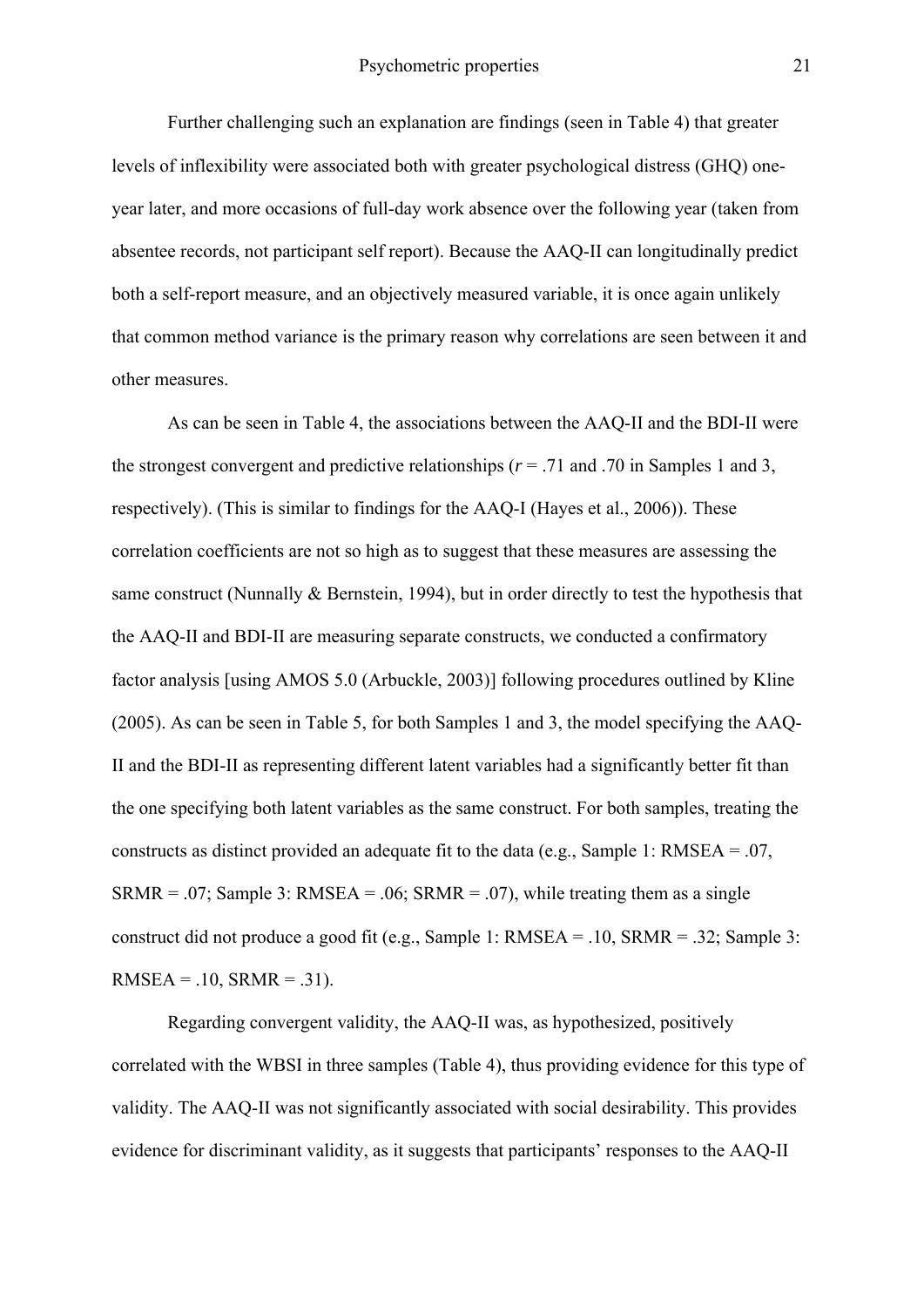Further challenging such an explanation are findings (seen in Table 4) that greater levels of inflexibility were associated both with greater psychological distress (GHQ) one-year later, and more occasions of full-day work absence over the following year (taken from absentee records, not participant self report). Because the AAQ-II can longitudinally predict both a self-report measure, and an objectively measured variable, it is once again unlikely that common method variance is the primary reason why correlations are seen between it and other measures.

As can be seen in Table 4, the associations between the AAQ-II and the BDI-II were the strongest convergent and predictive relationships (*r* = .71 and .70 in Samples 1 and 3, respectively). (This is similar to findings for the AAQ-I (Hayes et al., 2006)). These correlation coefficients are not so high as to suggest that these measures are assessing the same construct (Nunnally & Bernstein, 1994), but in order directly to test the hypothesis that the AAQ-II and BDI-II are measuring separate constructs, we conducted a confirmatory factor analysis [using AMOS 5.0 (Arbuckle, 2003)] following procedures outlined by Kline (2005). As can be seen in Table 5, for both Samples 1 and 3, the model specifying the AAQ-II and the BDI-II as representing different latent variables had a significantly better fit than the one specifying both latent variables as the same construct. For both samples, treating the constructs as distinct provided an adequate fit to the data (e.g., Sample 1: RMSEA = .07, SRMR = .07; Sample 3: RMSEA = .06; SRMR = .07), while treating them as a single construct did not produce a good fit (e.g., Sample 1: RMSEA = .10, SRMR = .32; Sample 3: RMSEA = .10, SRMR = .31).

Regarding convergent validity, the AAQ-II was, as hypothesized, positively correlated with the WBSI in three samples (Table 4), thus providing evidence for this type of validity. The AAQ-II was not significantly associated with social desirability. This provides evidence for discriminant validity, as it suggests that participants' responses to the AAQ-II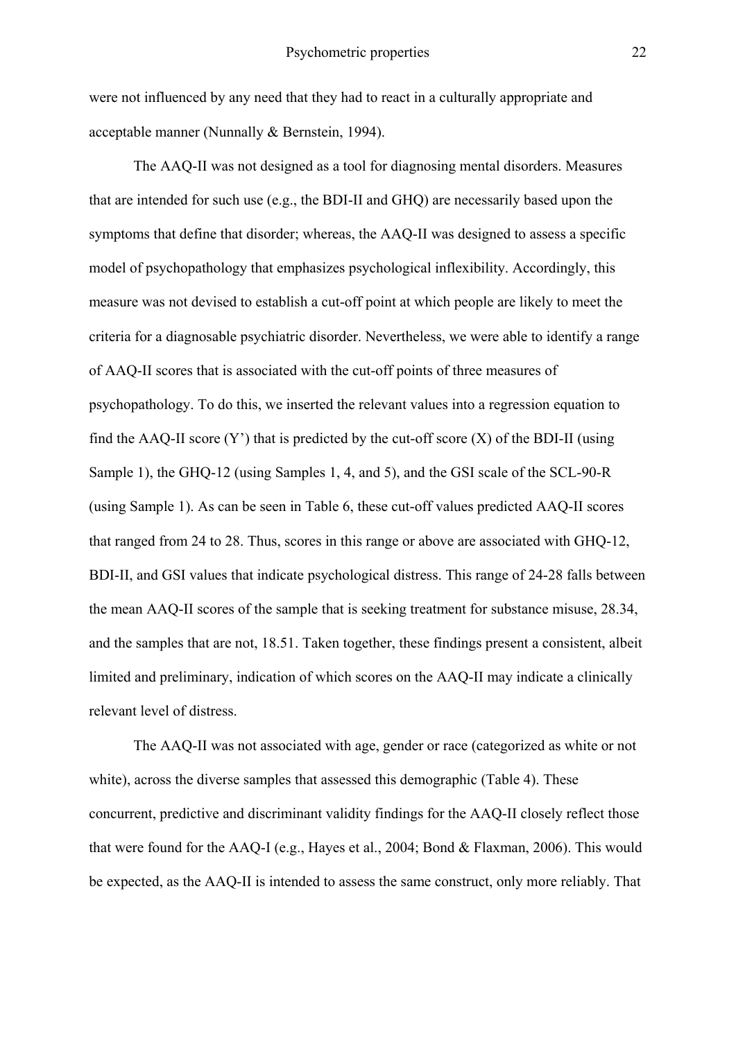were not influenced by any need that they had to react in a culturally appropriate and acceptable manner (Nunnally & Bernstein, 1994).

The AAQ-II was not designed as a tool for diagnosing mental disorders. Measures that are intended for such use (e.g., the BDI-II and GHQ) are necessarily based upon the symptoms that define that disorder; whereas, the AAQ-II was designed to assess a specific model of psychopathology that emphasizes psychological inflexibility. Accordingly, this measure was not devised to establish a cut-off point at which people are likely to meet the criteria for a diagnosable psychiatric disorder. Nevertheless, we were able to identify a range of AAQ-II scores that is associated with the cut-off points of three measures of psychopathology. To do this, we inserted the relevant values into a regression equation to find the AAQ-II score (Y') that is predicted by the cut-off score (X) of the BDI-II (using Sample 1), the GHQ-12 (using Samples 1, 4, and 5), and the GSI scale of the SCL-90-R (using Sample 1). As can be seen in Table 6, these cut-off values predicted AAQ-II scores that ranged from 24 to 28. Thus, scores in this range or above are associated with GHQ-12, BDI-II, and GSI values that indicate psychological distress. This range of 24-28 falls between the mean AAQ-II scores of the sample that is seeking treatment for substance misuse, 28.34, and the samples that are not, 18.51. Taken together, these findings present a consistent, albeit limited and preliminary, indication of which scores on the AAQ-II may indicate a clinically relevant level of distress.

The AAQ-II was not associated with age, gender or race (categorized as white or not white), across the diverse samples that assessed this demographic (Table 4). These concurrent, predictive and discriminant validity findings for the AAQ-II closely reflect those that were found for the AAQ-I (e.g., Hayes et al., 2004; Bond & Flaxman, 2006). This would be expected, as the AAQ-II is intended to assess the same construct, only more reliably. That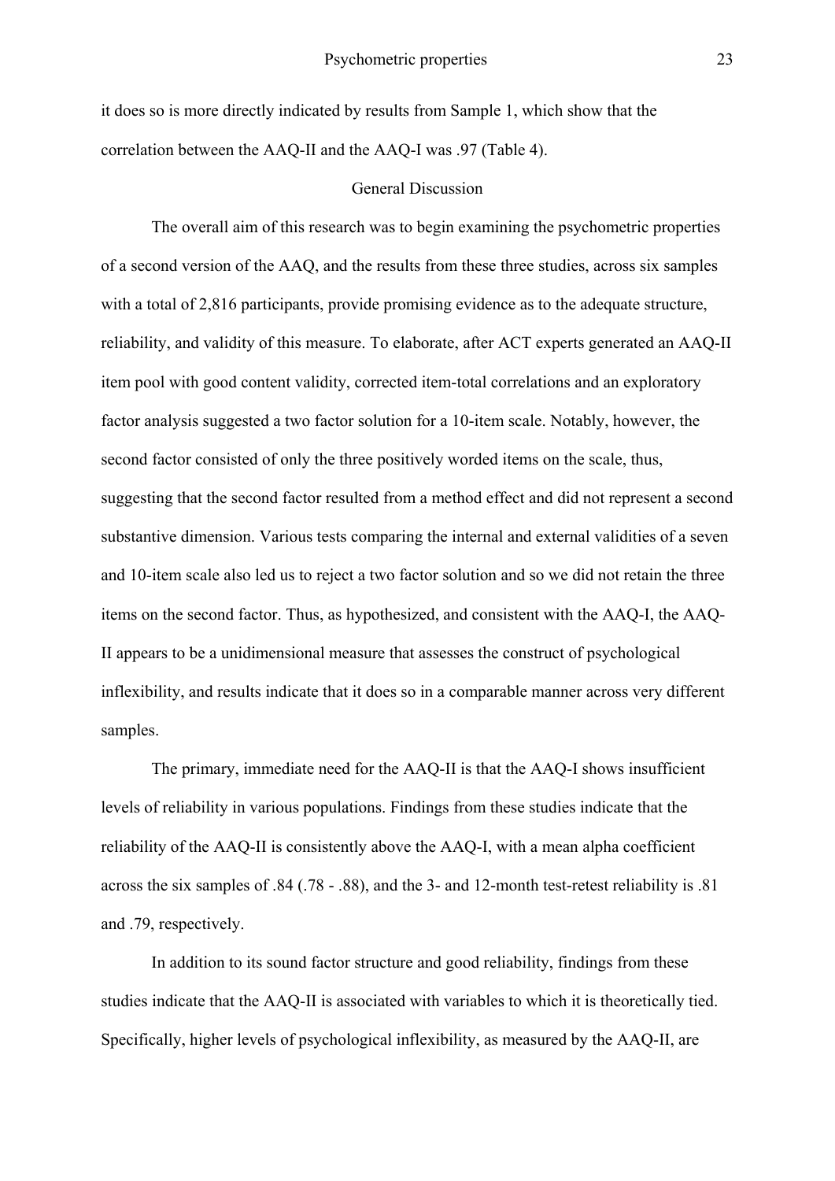it does so is more directly indicated by results from Sample 1, which show that the correlation between the AAQ-II and the AAQ-I was .97 (Table 4).

## General Discussion

The overall aim of this research was to begin examining the psychometric properties of a second version of the AAQ, and the results from these three studies, across six samples with a total of 2,816 participants, provide promising evidence as to the adequate structure, reliability, and validity of this measure. To elaborate, after ACT experts generated an AAQ-II item pool with good content validity, corrected item-total correlations and an exploratory factor analysis suggested a two factor solution for a 10-item scale. Notably, however, the second factor consisted of only the three positively worded items on the scale, thus, suggesting that the second factor resulted from a method effect and did not represent a second substantive dimension. Various tests comparing the internal and external validities of a seven and 10-item scale also led us to reject a two factor solution and so we did not retain the three items on the second factor. Thus, as hypothesized, and consistent with the AAQ-I, the AAQ-II appears to be a unidimensional measure that assesses the construct of psychological inflexibility, and results indicate that it does so in a comparable manner across very different samples.

The primary, immediate need for the AAQ-II is that the AAQ-I shows insufficient levels of reliability in various populations. Findings from these studies indicate that the reliability of the AAQ-II is consistently above the AAQ-I, with a mean alpha coefficient across the six samples of .84 (.78 - .88), and the 3- and 12-month test-retest reliability is .81 and .79, respectively.

In addition to its sound factor structure and good reliability, findings from these studies indicate that the AAQ-II is associated with variables to which it is theoretically tied. Specifically, higher levels of psychological inflexibility, as measured by the AAQ-II, are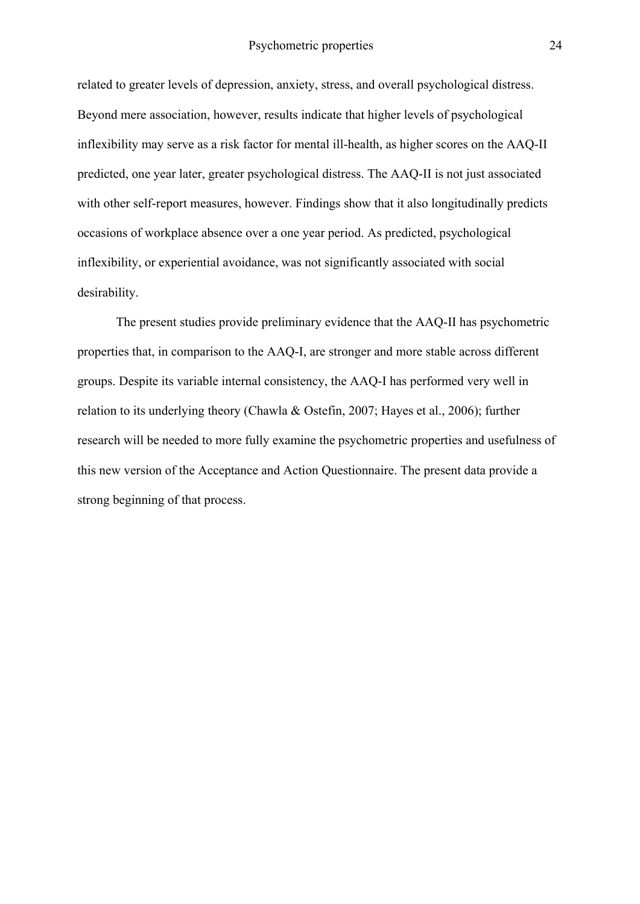related to greater levels of depression, anxiety, stress, and overall psychological distress. Beyond mere association, however, results indicate that higher levels of psychological inflexibility may serve as a risk factor for mental ill-health, as higher scores on the AAQ-II predicted, one year later, greater psychological distress. The AAQ-II is not just associated with other self-report measures, however. Findings show that it also longitudinally predicts occasions of workplace absence over a one year period. As predicted, psychological inflexibility, or experiential avoidance, was not significantly associated with social desirability.

The present studies provide preliminary evidence that the AAQ-II has psychometric properties that, in comparison to the AAQ-I, are stronger and more stable across different groups. Despite its variable internal consistency, the AAQ-I has performed very well in relation to its underlying theory (Chawla & Ostefin, 2007; Hayes et al., 2006); further research will be needed to more fully examine the psychometric properties and usefulness of this new version of the Acceptance and Action Questionnaire. The present data provide a strong beginning of that process.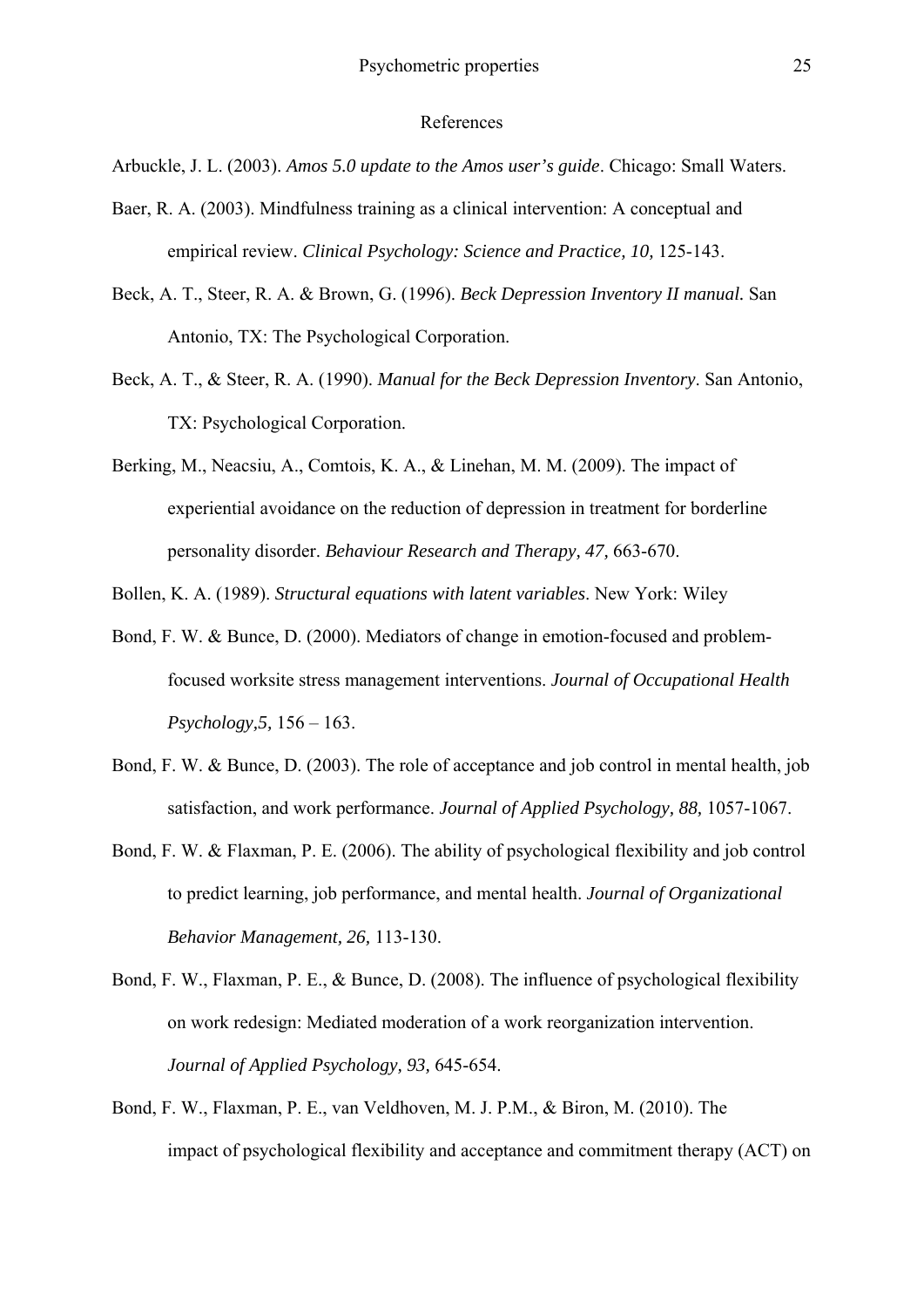# References

Arbuckle, J. L. (2003). *Amos 5.0 update to the Amos user's guide*. Chicago: Small Waters.

Baer, R. A. (2003). Mindfulness training as a clinical intervention: A conceptual and empirical review. *Clinical Psychology: Science and Practice, 10,* 125-143.

Beck, A. T., Steer, R. A. & Brown, G. (1996). *Beck Depression Inventory II manual.* San Antonio, TX: The Psychological Corporation.

Beck, A. T., & Steer, R. A. (1990). *Manual for the Beck Depression Inventory*. San Antonio, TX: Psychological Corporation.

Berking, M., Neacsiu, A., Comtois, K. A., & Linehan, M. M. (2009). The impact of experiential avoidance on the reduction of depression in treatment for borderline personality disorder. *Behaviour Research and Therapy, 47,* 663-670.

Bollen, K. A. (1989). *Structural equations with latent variables*. New York: Wiley

Bond, F. W. & Bunce, D. (2000). Mediators of change in emotion-focused and problem-focused worksite stress management interventions. *Journal of Occupational Health Psychology,5,* 156 – 163.

Bond, F. W. & Bunce, D. (2003). The role of acceptance and job control in mental health, job satisfaction, and work performance. *Journal of Applied Psychology, 88,* 1057-1067.

Bond, F. W. & Flaxman, P. E. (2006). The ability of psychological flexibility and job control to predict learning, job performance, and mental health. *Journal of Organizational Behavior Management, 26,* 113-130.

Bond, F. W., Flaxman, P. E., & Bunce, D. (2008). The influence of psychological flexibility on work redesign: Mediated moderation of a work reorganization intervention. *Journal of Applied Psychology, 93,* 645-654.

Bond, F. W., Flaxman, P. E., van Veldhoven, M. J. P.M., & Biron, M. (2010). The impact of psychological flexibility and acceptance and commitment therapy (ACT) on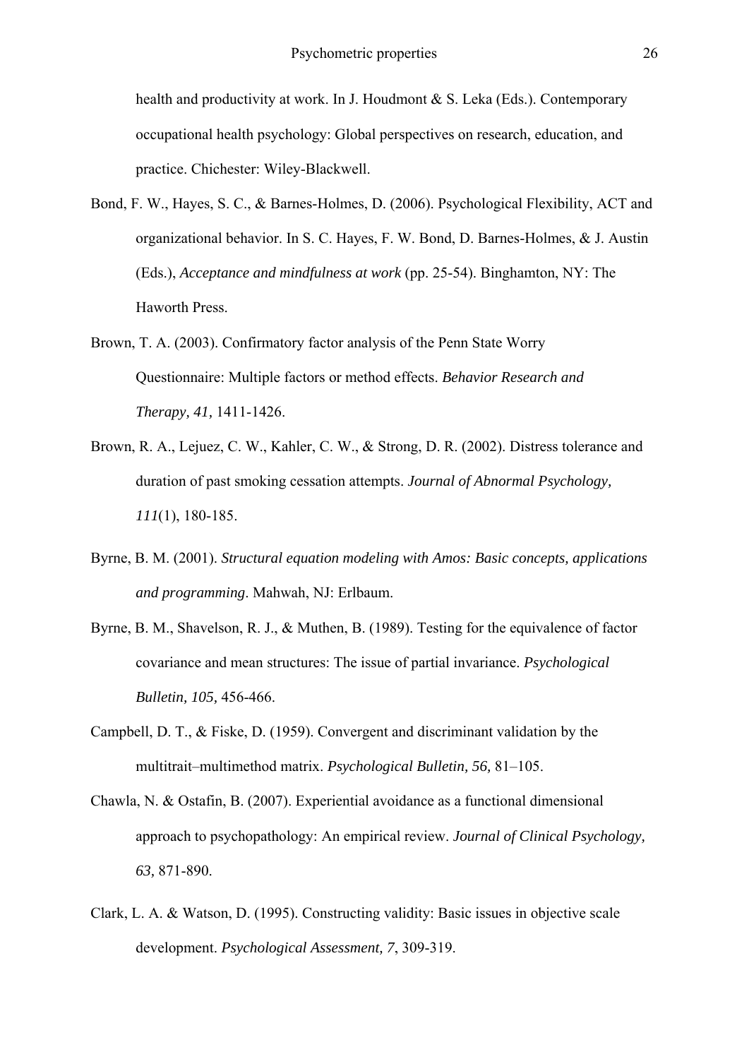health and productivity at work. In J. Houdmont & S. Leka (Eds.). Contemporary occupational health psychology: Global perspectives on research, education, and practice. Chichester: Wiley-Blackwell.

Bond, F. W., Hayes, S. C., & Barnes-Holmes, D. (2006). Psychological Flexibility, ACT and organizational behavior. In S. C. Hayes, F. W. Bond, D. Barnes-Holmes, & J. Austin (Eds.), *Acceptance and mindfulness at work* (pp. 25-54). Binghamton, NY: The Haworth Press.

Brown, T. A. (2003). Confirmatory factor analysis of the Penn State Worry Questionnaire: Multiple factors or method effects. *Behavior Research and Therapy, 41,* 1411-1426.

Brown, R. A., Lejuez, C. W., Kahler, C. W., & Strong, D. R. (2002). Distress tolerance and duration of past smoking cessation attempts. *Journal of Abnormal Psychology, 111*(1), 180-185.

Byrne, B. M. (2001). *Structural equation modeling with Amos: Basic concepts, applications and programming*. Mahwah, NJ: Erlbaum.

Byrne, B. M., Shavelson, R. J., & Muthen, B. (1989). Testing for the equivalence of factor covariance and mean structures: The issue of partial invariance. *Psychological Bulletin, 105,* 456-466.

Campbell, D. T., & Fiske, D. (1959). Convergent and discriminant validation by the multitrait–multimethod matrix. *Psychological Bulletin, 56,* 81–105.

Chawla, N. & Ostafin, B. (2007). Experiential avoidance as a functional dimensional approach to psychopathology: An empirical review. *Journal of Clinical Psychology, 63,* 871-890.

Clark, L. A. & Watson, D. (1995). Constructing validity: Basic issues in objective scale development. *Psychological Assessment, 7*, 309-319.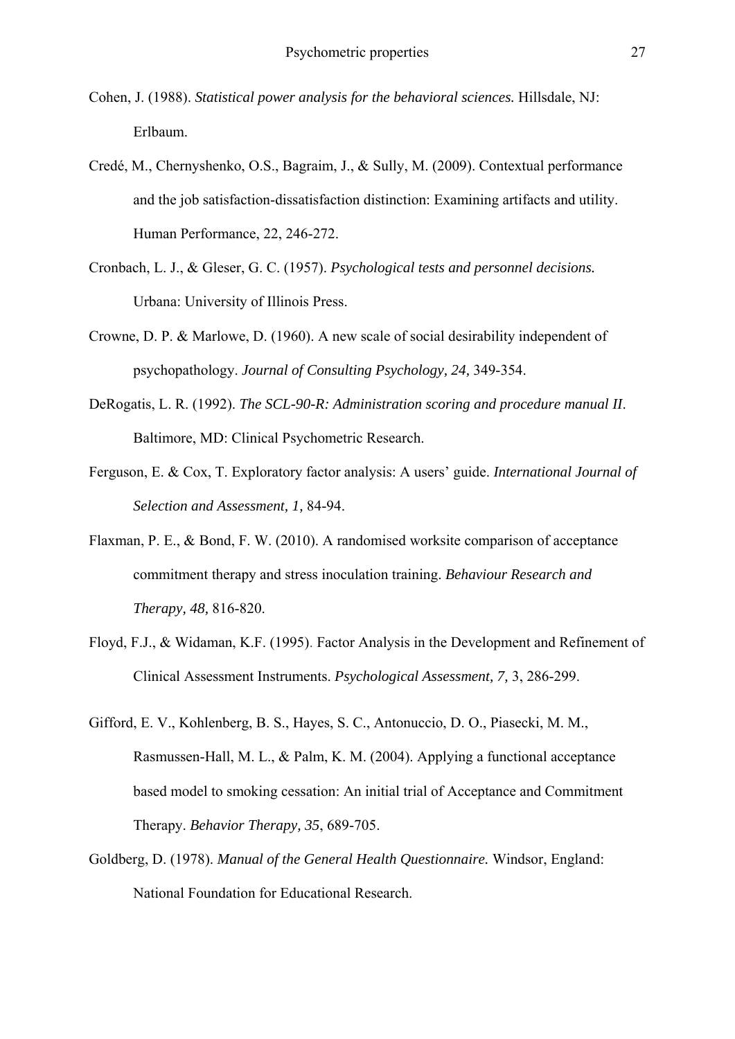Cohen, J. (1988). *Statistical power analysis for the behavioral sciences.* Hillsdale, NJ: Erlbaum.

Credé, M., Chernyshenko, O.S., Bagraim, J., & Sully, M. (2009). Contextual performance and the job satisfaction-dissatisfaction distinction: Examining artifacts and utility. Human Performance, 22, 246-272.

Cronbach, L. J., & Gleser, G. C. (1957). *Psychological tests and personnel decisions.* Urbana: University of Illinois Press.

Crowne, D. P. & Marlowe, D. (1960). A new scale of social desirability independent of psychopathology. *Journal of Consulting Psychology, 24,* 349-354.

DeRogatis, L. R. (1992). *The SCL-90-R: Administration scoring and procedure manual II*. Baltimore, MD: Clinical Psychometric Research.

Ferguson, E. & Cox, T. Exploratory factor analysis: A users' guide. *International Journal of Selection and Assessment, 1,* 84-94.

Flaxman, P. E., & Bond, F. W. (2010). A randomised worksite comparison of acceptance commitment therapy and stress inoculation training. *Behaviour Research and Therapy, 48,* 816-820.

Floyd, F.J., & Widaman, K.F. (1995). Factor Analysis in the Development and Refinement of Clinical Assessment Instruments. *Psychological Assessment, 7,* 3, 286-299.

Gifford, E. V., Kohlenberg, B. S., Hayes, S. C., Antonuccio, D. O., Piasecki, M. M., Rasmussen-Hall, M. L., & Palm, K. M. (2004). Applying a functional acceptance based model to smoking cessation: An initial trial of Acceptance and Commitment Therapy. *Behavior Therapy, 35*, 689-705.

Goldberg, D. (1978). *Manual of the General Health Questionnaire.* Windsor, England: National Foundation for Educational Research.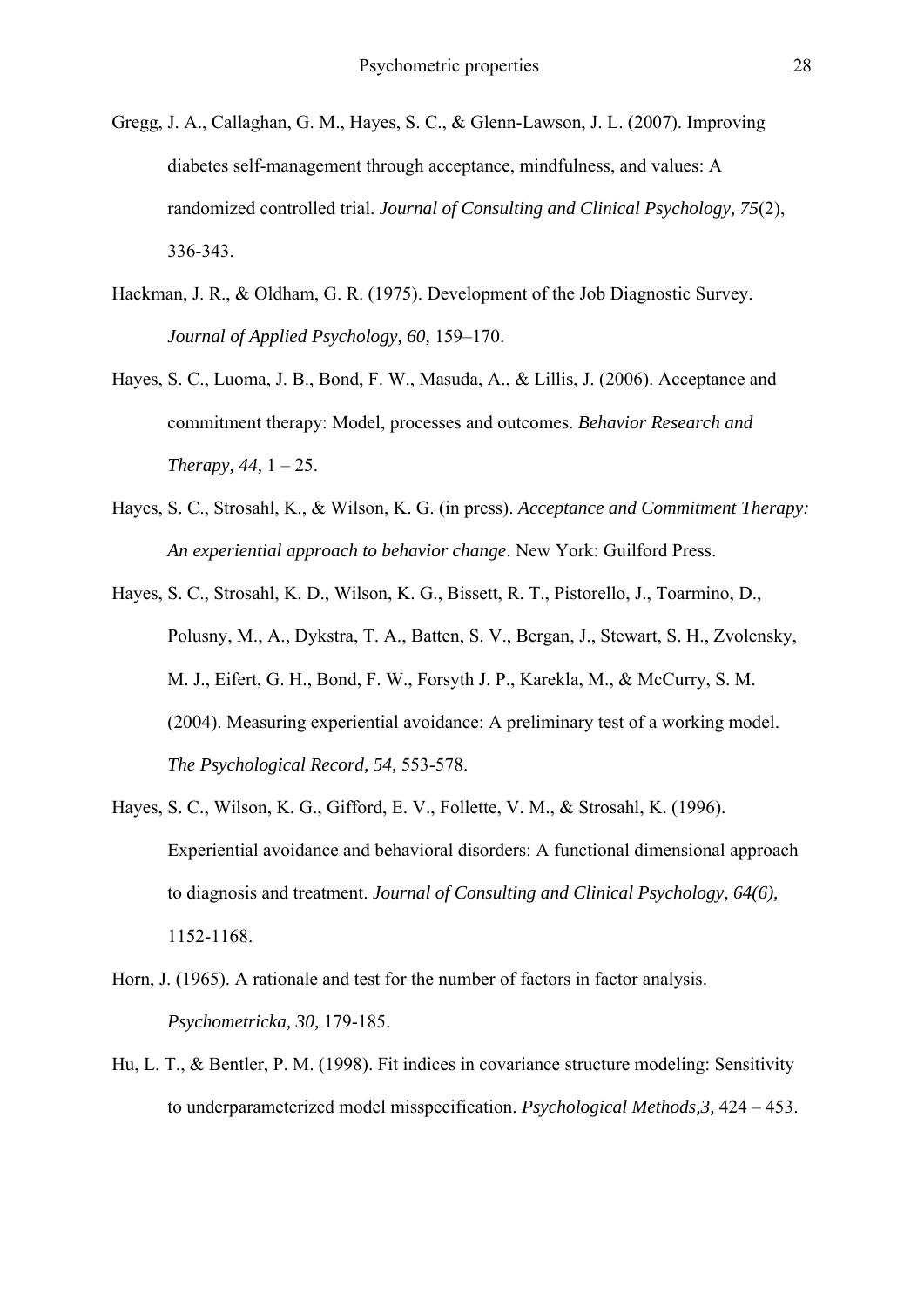Gregg, J. A., Callaghan, G. M., Hayes, S. C., & Glenn-Lawson, J. L. (2007). Improving diabetes self-management through acceptance, mindfulness, and values: A randomized controlled trial. *Journal of Consulting and Clinical Psychology, 75*(2), 336-343.

Hackman, J. R., & Oldham, G. R. (1975). Development of the Job Diagnostic Survey. *Journal of Applied Psychology, 60,* 159–170.

Hayes, S. C., Luoma, J. B., Bond, F. W., Masuda, A., & Lillis, J. (2006). Acceptance and commitment therapy: Model, processes and outcomes. *Behavior Research and Therapy, 44,* 1 – 25.

Hayes, S. C., Strosahl, K., & Wilson, K. G. (in press). *Acceptance and Commitment Therapy: An experiential approach to behavior change*. New York: Guilford Press.

Hayes, S. C., Strosahl, K. D., Wilson, K. G., Bissett, R. T., Pistorello, J., Toarmino, D., Polusny, M., A., Dykstra, T. A., Batten, S. V., Bergan, J., Stewart, S. H., Zvolensky, M. J., Eifert, G. H., Bond, F. W., Forsyth J. P., Karekla, M., & McCurry, S. M. (2004). Measuring experiential avoidance: A preliminary test of a working model. *The Psychological Record, 54,* 553-578.

Hayes, S. C., Wilson, K. G., Gifford, E. V., Follette, V. M., & Strosahl, K. (1996). Experiential avoidance and behavioral disorders: A functional dimensional approach to diagnosis and treatment. *Journal of Consulting and Clinical Psychology, 64(6),* 1152-1168.

Horn, J. (1965). A rationale and test for the number of factors in factor analysis. *Psychometricka, 30,* 179-185.

Hu, L. T., & Bentler, P. M. (1998). Fit indices in covariance structure modeling: Sensitivity to underparameterized model misspecification. *Psychological Methods,3,* 424 – 453.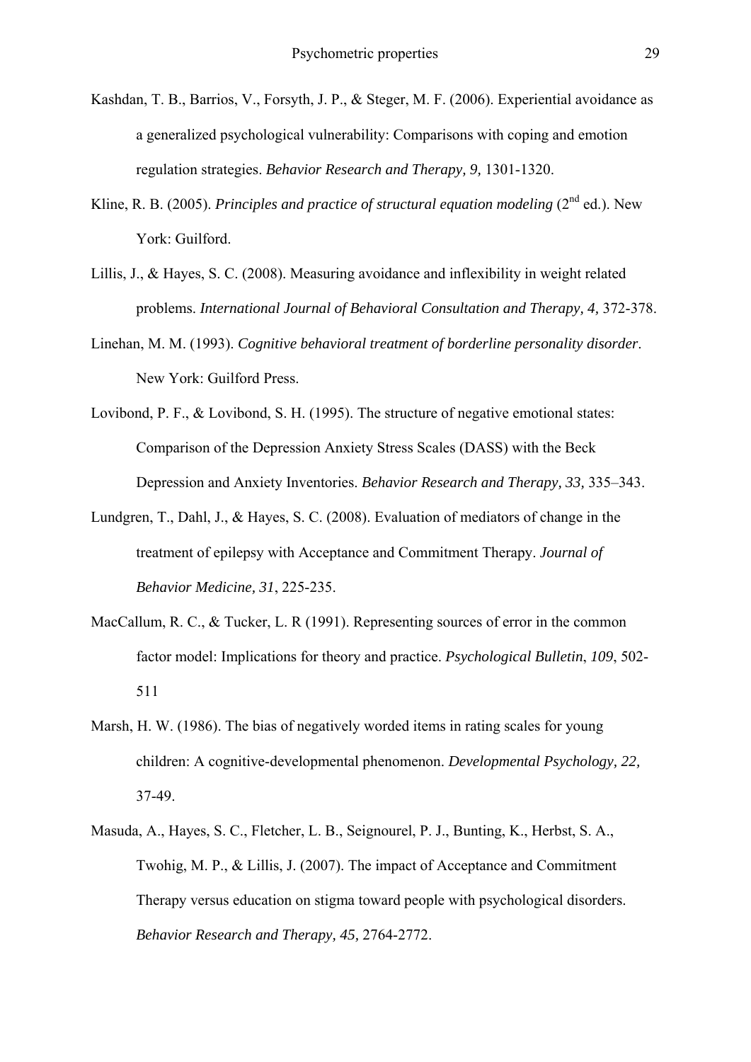Kashdan, T. B., Barrios, V., Forsyth, J. P., & Steger, M. F. (2006). Experiential avoidance as a generalized psychological vulnerability: Comparisons with coping and emotion regulation strategies. *Behavior Research and Therapy, 9,* 1301-1320.

Kline, R. B. (2005). *Principles and practice of structural equation modeling* (2nd ed.). New York: Guilford.

Lillis, J., & Hayes, S. C. (2008). Measuring avoidance and inflexibility in weight related problems. *International Journal of Behavioral Consultation and Therapy, 4,* 372-378.

Linehan, M. M. (1993). *Cognitive behavioral treatment of borderline personality disorder*. New York: Guilford Press.

Lovibond, P. F., & Lovibond, S. H. (1995). The structure of negative emotional states: Comparison of the Depression Anxiety Stress Scales (DASS) with the Beck Depression and Anxiety Inventories. *Behavior Research and Therapy, 33,* 335–343.

Lundgren, T., Dahl, J., & Hayes, S. C. (2008). Evaluation of mediators of change in the treatment of epilepsy with Acceptance and Commitment Therapy. *Journal of Behavior Medicine, 31*, 225-235.

MacCallum, R. C., & Tucker, L. R (1991). Representing sources of error in the common factor model: Implications for theory and practice. *Psychological Bulletin*, *109*, 502-511

Marsh, H. W. (1986). The bias of negatively worded items in rating scales for young children: A cognitive-developmental phenomenon. *Developmental Psychology, 22,* 37-49.

Masuda, A., Hayes, S. C., Fletcher, L. B., Seignourel, P. J., Bunting, K., Herbst, S. A., Twohig, M. P., & Lillis, J. (2007). The impact of Acceptance and Commitment Therapy versus education on stigma toward people with psychological disorders. *Behavior Research and Therapy, 45,* 2764-2772.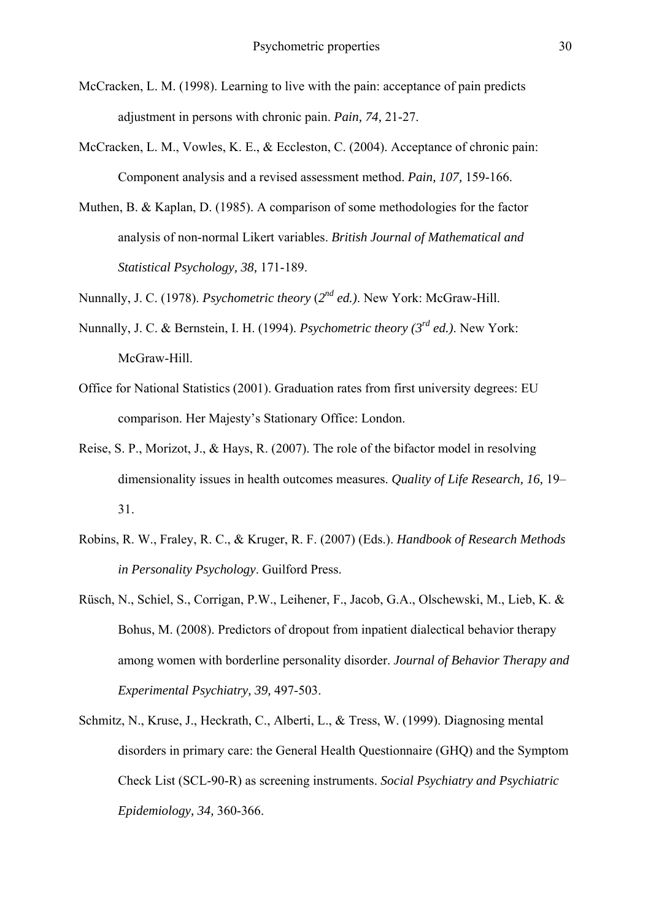McCracken, L. M. (1998). Learning to live with the pain: acceptance of pain predicts adjustment in persons with chronic pain. *Pain, 74,* 21-27.

McCracken, L. M., Vowles, K. E., & Eccleston, C. (2004). Acceptance of chronic pain: Component analysis and a revised assessment method. *Pain, 107,* 159-166.

Muthen, B. & Kaplan, D. (1985). A comparison of some methodologies for the factor analysis of non-normal Likert variables. *British Journal of Mathematical and Statistical Psychology, 38,* 171-189.

Nunnally, J. C. (1978). *Psychometric theory* (*2nd ed.)*. New York: McGraw-Hill.

Nunnally, J. C. & Bernstein, I. H. (1994). *Psychometric theory (3rd ed.)*. New York: McGraw-Hill.

Office for National Statistics (2001). Graduation rates from first university degrees: EU comparison. Her Majesty's Stationary Office: London.

Reise, S. P., Morizot, J., & Hays, R. (2007). The role of the bifactor model in resolving dimensionality issues in health outcomes measures. *Quality of Life Research, 16,* 19–31.

Robins, R. W., Fraley, R. C., & Kruger, R. F. (2007) (Eds.). *Handbook of Research Methods in Personality Psychology*. Guilford Press.

Rüsch, N., Schiel, S., Corrigan, P.W., Leihener, F., Jacob, G.A., Olschewski, M., Lieb, K. & Bohus, M. (2008). Predictors of dropout from inpatient dialectical behavior therapy among women with borderline personality disorder. *Journal of Behavior Therapy and Experimental Psychiatry, 39,* 497-503.

Schmitz, N., Kruse, J., Heckrath, C., Alberti, L., & Tress, W. (1999). Diagnosing mental disorders in primary care: the General Health Questionnaire (GHQ) and the Symptom Check List (SCL-90-R) as screening instruments. *Social Psychiatry and Psychiatric Epidemiology, 34,* 360-366.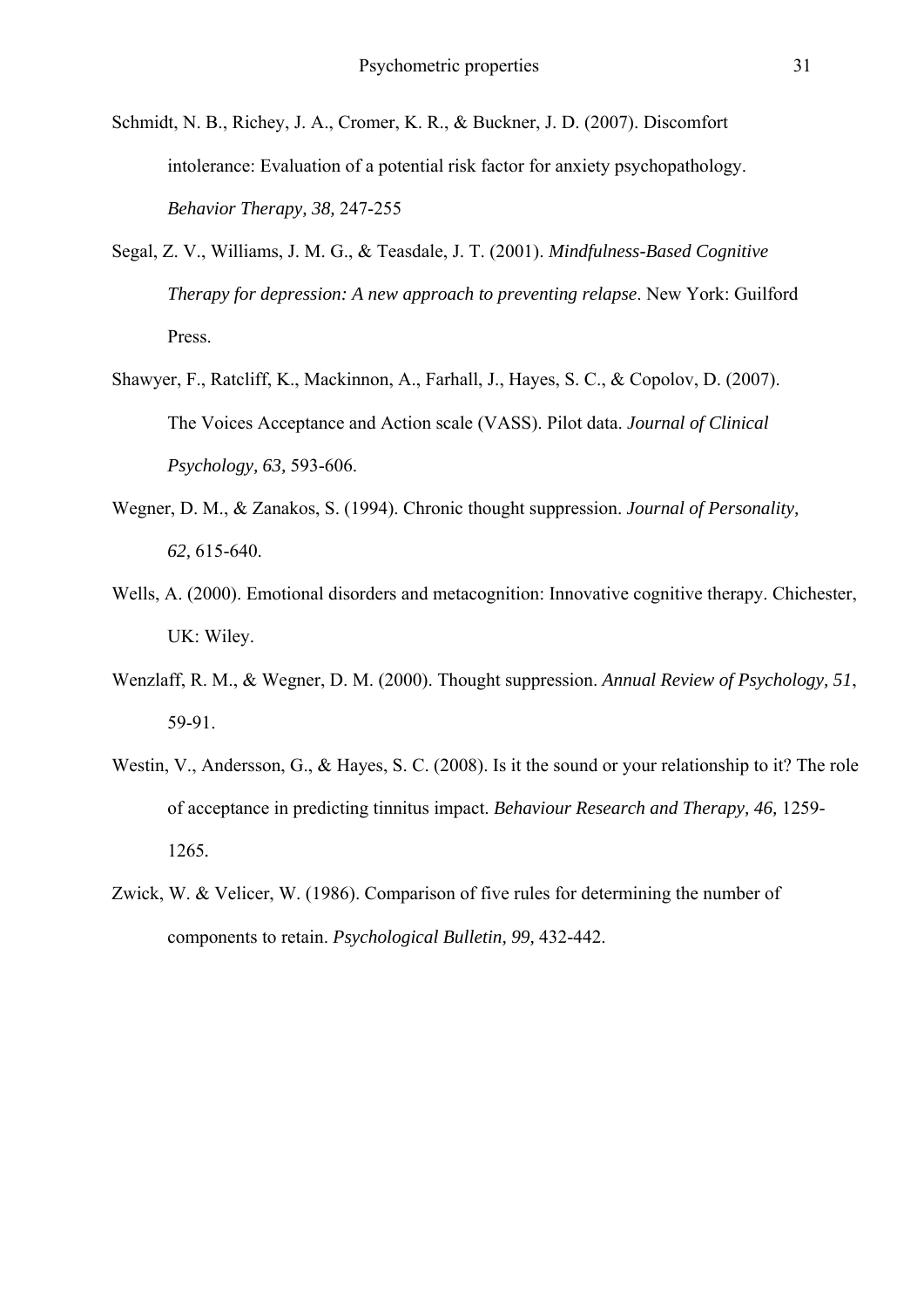Schmidt, N. B., Richey, J. A., Cromer, K. R., & Buckner, J. D. (2007). Discomfort intolerance: Evaluation of a potential risk factor for anxiety psychopathology. *Behavior Therapy, 38,* 247-255

Segal, Z. V., Williams, J. M. G., & Teasdale, J. T. (2001). *Mindfulness-Based Cognitive Therapy for depression: A new approach to preventing relapse*. New York: Guilford Press.

Shawyer, F., Ratcliff, K., Mackinnon, A., Farhall, J., Hayes, S. C., & Copolov, D. (2007). The Voices Acceptance and Action scale (VASS). Pilot data. *Journal of Clinical Psychology, 63,* 593-606.

Wegner, D. M., & Zanakos, S. (1994). Chronic thought suppression. *Journal of Personality, 62,* 615-640.

Wells, A. (2000). Emotional disorders and metacognition: Innovative cognitive therapy. Chichester, UK: Wiley.

Wenzlaff, R. M., & Wegner, D. M. (2000). Thought suppression. *Annual Review of Psychology, 51*, 59-91.

Westin, V., Andersson, G., & Hayes, S. C. (2008). Is it the sound or your relationship to it? The role of acceptance in predicting tinnitus impact. *Behaviour Research and Therapy, 46,* 1259-1265.

Zwick, W. & Velicer, W. (1986). Comparison of five rules for determining the number of components to retain. *Psychological Bulletin, 99,* 432-442.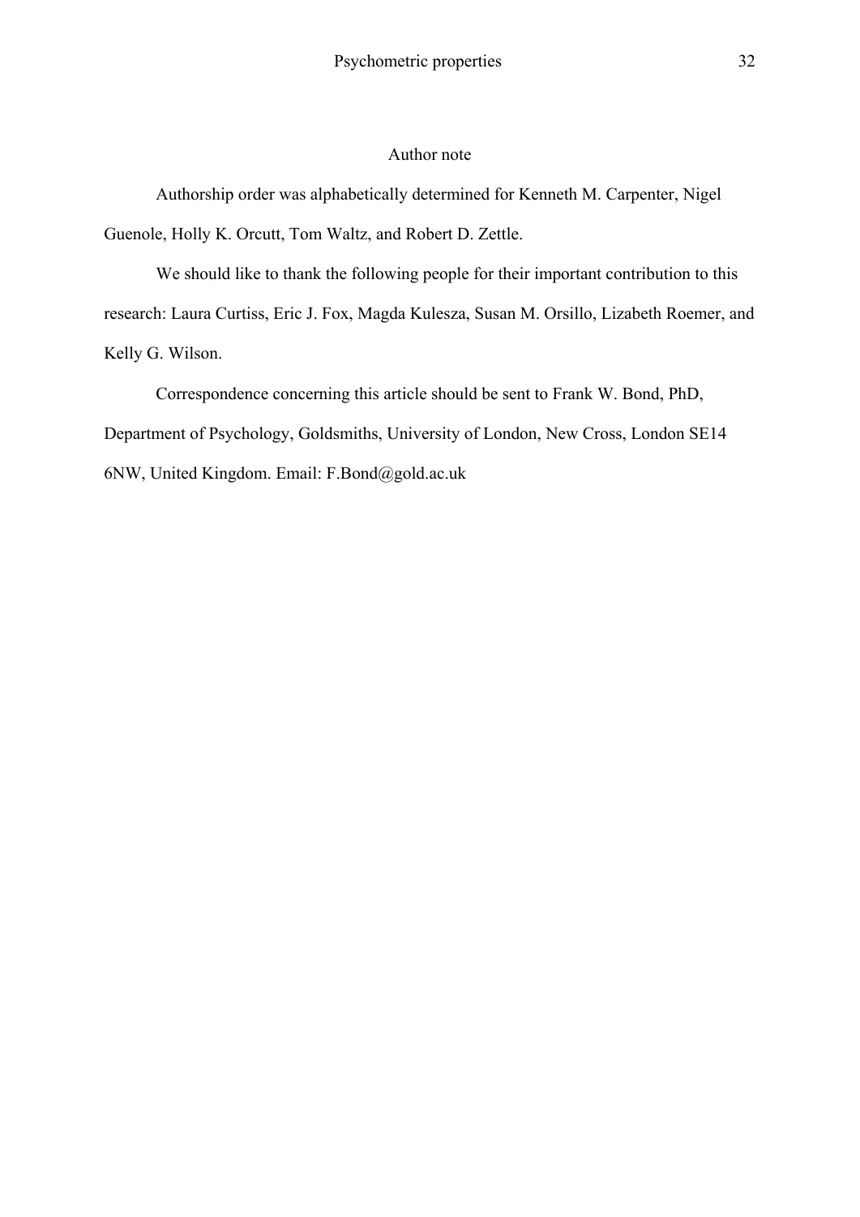## Author note

Authorship order was alphabetically determined for Kenneth M. Carpenter, Nigel Guenole, Holly K. Orcutt, Tom Waltz, and Robert D. Zettle.

We should like to thank the following people for their important contribution to this research: Laura Curtiss, Eric J. Fox, Magda Kulesza, Susan M. Orsillo, Lizabeth Roemer, and Kelly G. Wilson.

Correspondence concerning this article should be sent to Frank W. Bond, PhD, Department of Psychology, Goldsmiths, University of London, New Cross, London SE14 6NW, United Kingdom. Email: F.Bond@gold.ac.uk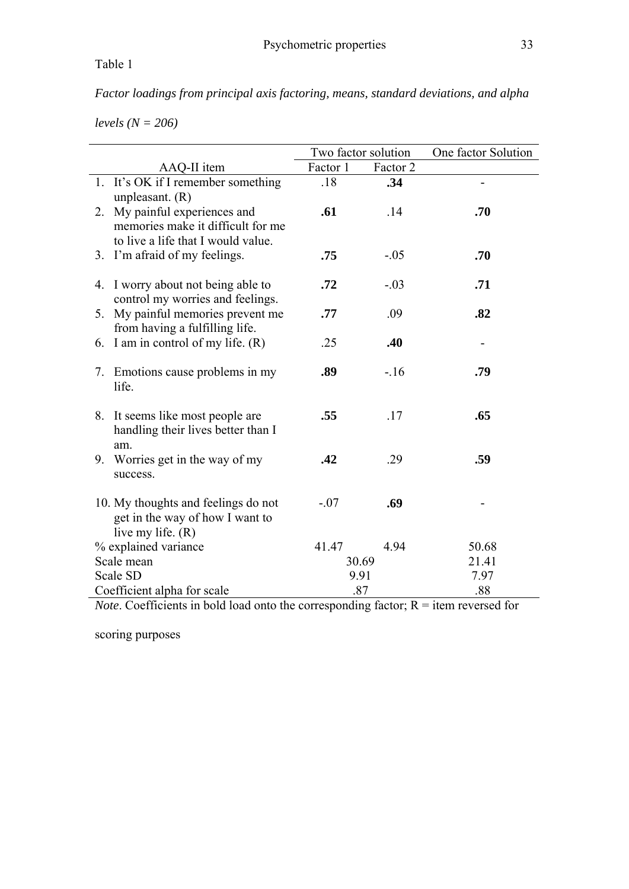Table 1

*Factor loadings from principal axis factoring, means, standard deviations, and alpha levels (N = 206)*

| AAQ-II item | Two factor solution | | One factor Solution |
|---|---|---|---|
| | Factor 1 | Factor 2 | |
| 1. It's OK if I remember something unpleasant. (R) | .18 | **.34** | - |
| 2. My painful experiences and memories make it difficult for me to live a life that I would value. | **.61** | .14 | **.70** |
| 3. I'm afraid of my feelings. | **.75** | -.05 | **.70** |
| 4. I worry about not being able to control my worries and feelings. | **.72** | -.03 | **.71** |
| 5. My painful memories prevent me from having a fulfilling life. | **.77** | .09 | **.82** |
| 6. I am in control of my life. (R) | .25 | **.40** | - |
| 7. Emotions cause problems in my life. | **.89** | -.16 | **.79** |
| 8. It seems like most people are handling their lives better than I am. | **.55** | .17 | **.65** |
| 9. Worries get in the way of my success. | **.42** | .29 | **.59** |
| 10. My thoughts and feelings do not get in the way of how I want to live my life. (R) | -.07 | **.69** | - |
| % explained variance | 41.47 | 4.94 | 50.68 |
| Scale mean | 30.69 | | 21.41 |
| Scale SD | 9.91 | | 7.97 |
| Coefficient alpha for scale | .87 | | .88 |

*Note*. Coefficients in bold load onto the corresponding factor; R = item reversed for scoring purposes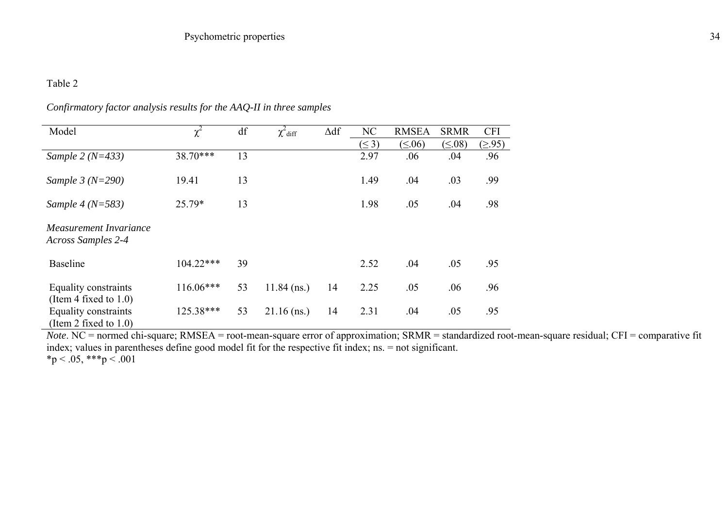Table 2

*Confirmatory factor analysis results for the AAQ-II in three samples*

| Model | $\chi^2$ | df | $\chi^2_{diff}$ | Δdf | NC ($\leq 3$) | RMSEA ($\leq .06$) | SRMR ($\leq .08$) | CFI ($\geq .95$) |
|---|---|---|---|---|---|---|---|---|
| *Sample 2 (N=433)* | 38.70*** | 13 | | | 2.97 | .06 | .04 | .96 |
| *Sample 3 (N=290)* | 19.41 | 13 | | | 1.49 | .04 | .03 | .99 |
| *Sample 4 (N=583)* | 25.79* | 13 | | | 1.98 | .05 | .04 | .98 |
| *Measurement Invariance Across Samples 2-4* | | | | | | | | |
| Baseline | 104.22*** | 39 | | | 2.52 | .04 | .05 | .95 |
| Equality constraints (Item 4 fixed to 1.0) | 116.06*** | 53 | 11.84 (ns.) | 14 | 2.25 | .05 | .06 | .96 |
| Equality constraints (Item 2 fixed to 1.0) | 125.38*** | 53 | 21.16 (ns.) | 14 | 2.31 | .04 | .05 | .95 |

*Note*. NC = normed chi-square; RMSEA = root-mean-square error of approximation; SRMR = standardized root-mean-square residual; CFI = comparative fit index; values in parentheses define good model fit for the respective fit index; ns. = not significant.
*$p < .05$, ***$p < .001$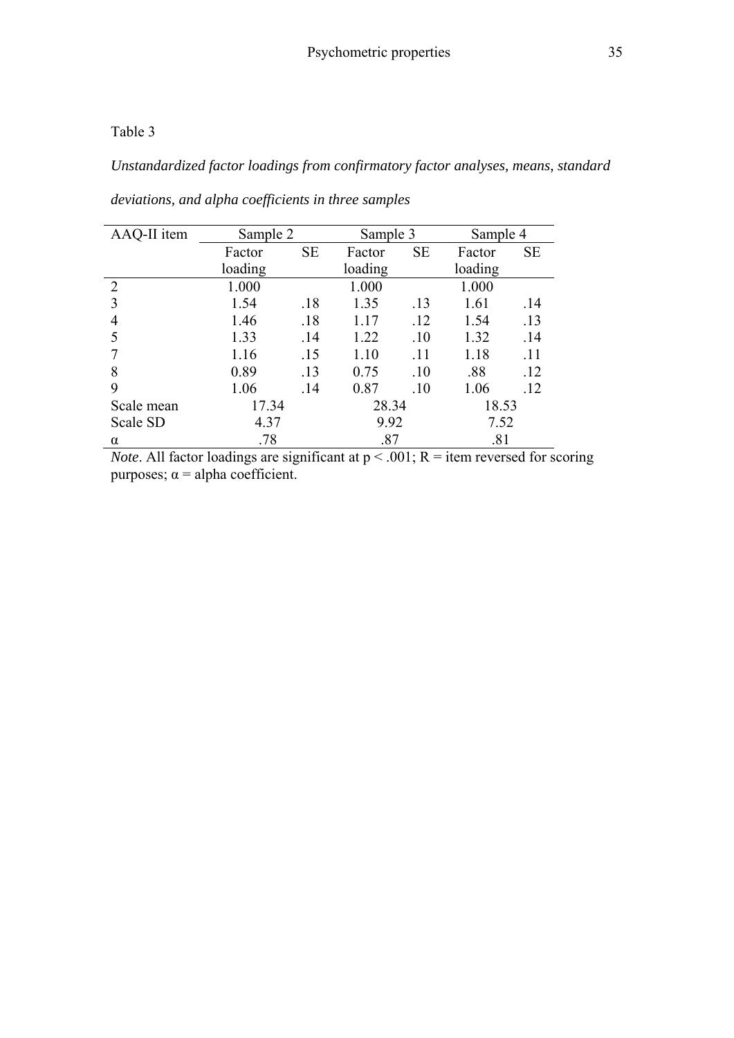Table 3

*Unstandardized factor loadings from confirmatory factor analyses, means, standard deviations, and alpha coefficients in three samples*

| AAQ-II item | Sample 2 | | Sample 3 | | Sample 4 | |
|---|---|---|---|---|---|---|
| | Factor loading | SE | Factor loading | SE | Factor loading | SE |
| 2 | 1.000 | | 1.000 | | 1.000 | |
| 3 | 1.54 | .18 | 1.35 | .13 | 1.61 | .14 |
| 4 | 1.46 | .18 | 1.17 | .12 | 1.54 | .13 |
| 5 | 1.33 | .14 | 1.22 | .10 | 1.32 | .14 |
| 7 | 1.16 | .15 | 1.10 | .11 | 1.18 | .11 |
| 8 | 0.89 | .13 | 0.75 | .10 | .88 | .12 |
| 9 | 1.06 | .14 | 0.87 | .10 | 1.06 | .12 |
| Scale mean | 17.34 | | 28.34 | | 18.53 | |
| Scale SD | 4.37 | | 9.92 | | 7.52 | |
| α | .78 | | .87 | | .81 | |

*Note*. All factor loadings are significant at $p < .001$; R = item reversed for scoring purposes; α = alpha coefficient.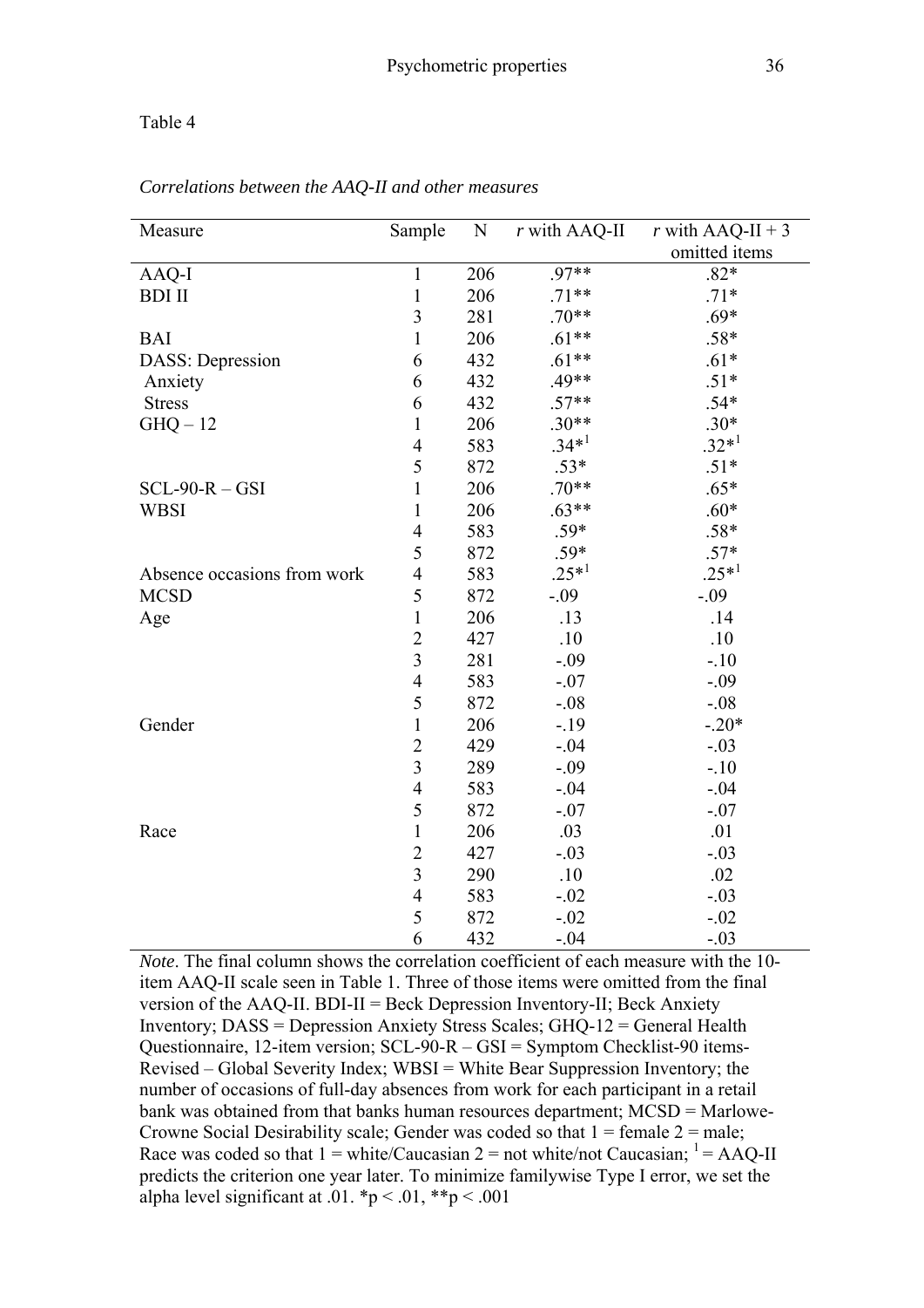Table 4

*Correlations between the AAQ-II and other measures*

| Measure | Sample | N | *r* with AAQ-II | *r* with AAQ-II + 3 omitted items |
|---|---|---|---|---|
| AAQ-I | 1 | 206 | .97** | .82* |
| BDI II | 1 | 206 | .71** | .71* |
| | 3 | 281 | .70** | .69* |
| BAI | 1 | 206 | .61** | .58* |
| DASS: Depression | 6 | 432 | .61** | .61* |
| Anxiety | 6 | 432 | .49** | .51* |
| Stress | 6 | 432 | .57** | .54* |
| GHQ – 12 | 1 | 206 | .30** | .30* |
| | 4 | 583 | .34*[1] | .32*[1] |
| | 5 | 872 | .53* | .51* |
| SCL-90-R – GSI | 1 | 206 | .70** | .65* |
| WBSI | 1 | 206 | .63** | .60* |
| | 4 | 583 | .59* | .58* |
| | 5 | 872 | .59* | .57* |
| Absence occasions from work | 4 | 583 | .25*[1] | .25*[1] |
| MCSD | 5 | 872 | -.09 | -.09 |
| Age | 1 | 206 | .13 | .14 |
| | 2 | 427 | .10 | .10 |
| | 3 | 281 | -.09 | -.10 |
| | 4 | 583 | -.07 | -.09 |
| | 5 | 872 | -.08 | -.08 |
| Gender | 1 | 206 | -.19 | -.20* |
| | 2 | 429 | -.04 | -.03 |
| | 3 | 289 | -.09 | -.10 |
| | 4 | 583 | -.04 | -.04 |
| | 5 | 872 | -.07 | -.07 |
| Race | 1 | 206 | .03 | .01 |
| | 2 | 427 | -.03 | -.03 |
| | 3 | 290 | .10 | .02 |
| | 4 | 583 | -.02 | -.03 |
| | 5 | 872 | -.02 | -.02 |
| | 6 | 432 | -.04 | -.03 |

*Note*. The final column shows the correlation coefficient of each measure with the 10-item AAQ-II scale seen in Table 1. Three of those items were omitted from the final version of the AAQ-II. BDI-II = Beck Depression Inventory-II; Beck Anxiety Inventory; DASS = Depression Anxiety Stress Scales; GHQ-12 = General Health Questionnaire, 12-item version; SCL-90-R – GSI = Symptom Checklist-90 items-Revised – Global Severity Index; WBSI = White Bear Suppression Inventory; the number of occasions of full-day absences from work for each participant in a retail bank was obtained from that banks human resources department; MCSD = Marlowe-Crowne Social Desirability scale; Gender was coded so that 1 = female 2 = male; Race was coded so that 1 = white/Caucasian 2 = not white/not Caucasian; [1] = AAQ-II predicts the criterion one year later. To minimize familywise Type I error, we set the alpha level significant at .01. *$p < .01$, **$p < .001$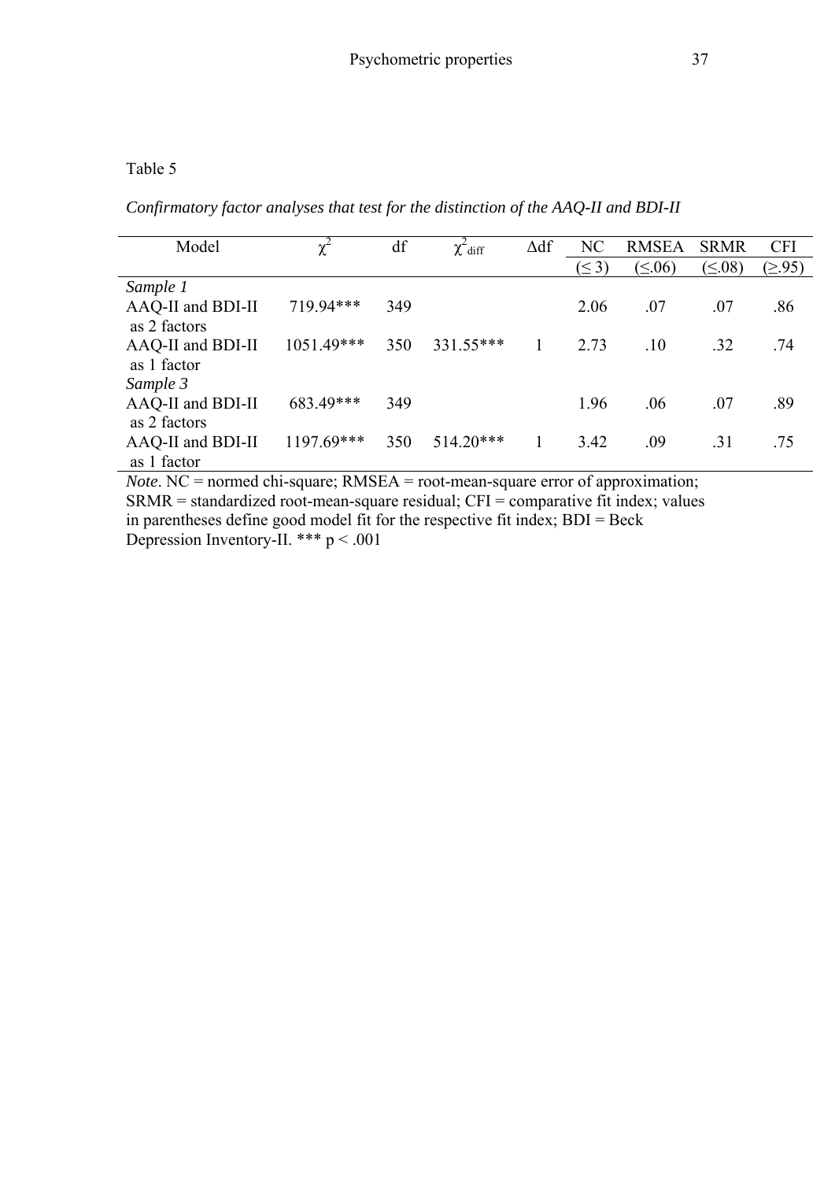Table 5

*Confirmatory factor analyses that test for the distinction of the AAQ-II and BDI-II*

| Model | $\chi^2$ | df | $\chi^2_{diff}$ | $\Delta$df | NC ($\leq 3$) | RMSEA ($\leq .06$) | SRMR ($\leq .08$) | CFI ($\geq .95$) |
|---|---|---|---|---|---|---|---|---|
| *Sample 1* | | | | | | | | |
| AAQ-II and BDI-II as 2 factors | 719.94*** | 349 | | | 2.06 | .07 | .07 | .86 |
| AAQ-II and BDI-II as 1 factor | 1051.49*** | 350 | 331.55*** | 1 | 2.73 | .10 | .32 | .74 |
| *Sample 3* | | | | | | | | |
| AAQ-II and BDI-II as 2 factors | 683.49*** | 349 | | | 1.96 | .06 | .07 | .89 |
| AAQ-II and BDI-II as 1 factor | 1197.69*** | 350 | 514.20*** | 1 | 3.42 | .09 | .31 | .75 |

*Note*. NC = normed chi-square; RMSEA = root-mean-square error of approximation; SRMR = standardized root-mean-square residual; CFI = comparative fit index; values in parentheses define good model fit for the respective fit index; BDI = Beck Depression Inventory-II. *** $p < .001$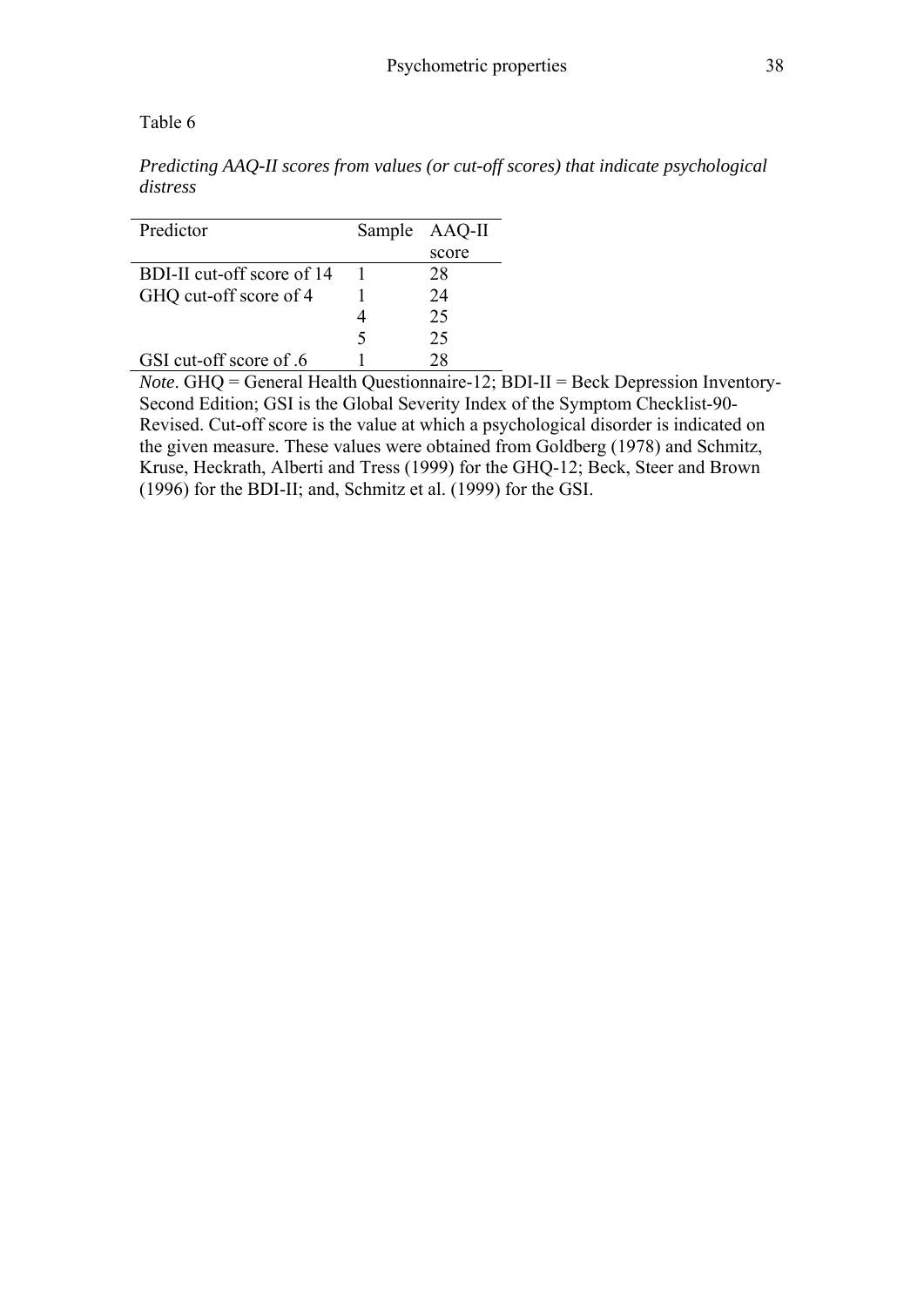Table 6

*Predicting AAQ-II scores from values (or cut-off scores) that indicate psychological distress*

| Predictor | Sample | AAQ-II score |
|---|---|---|
| BDI-II cut-off score of 14 | 1 | 28 |
| GHQ cut-off score of 4 | 1 | 24 |
| | 4 | 25 |
| | 5 | 25 |
| GSI cut-off score of .6 | 1 | 28 |

*Note*. GHQ = General Health Questionnaire-12; BDI-II = Beck Depression Inventory-Second Edition; GSI is the Global Severity Index of the Symptom Checklist-90-Revised. Cut-off score is the value at which a psychological disorder is indicated on the given measure. These values were obtained from Goldberg (1978) and Schmitz, Kruse, Heckrath, Alberti and Tress (1999) for the GHQ-12; Beck, Steer and Brown (1996) for the BDI-II; and, Schmitz et al. (1999) for the GSI.